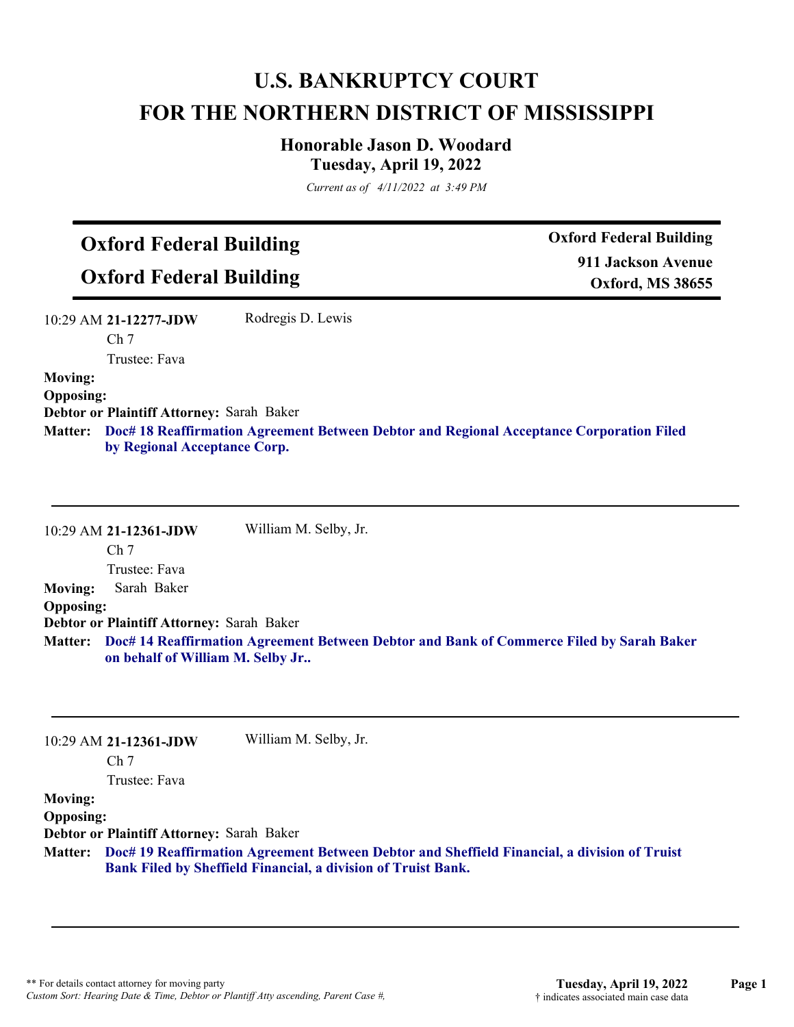# U.S. BANKRUPTCY COURT
# FOR THE NORTHERN DISTRICT OF MISSISSIPPI

### Honorable Jason D. Woodard
### Tuesday, April 19, 2022

*Current as of 4/11/2022 at 3:49 PM*

## Oxford Federal Building
## Oxford Federal Building

**Oxford Federal Building**
**911 Jackson Avenue**
**Oxford, MS 38655**

---

10:29 AM **21-12277-JDW** Rodregis D. Lewis
Ch 7
Trustee: Fava

**Moving:**
**Opposing:**
**Debtor or Plaintiff Attorney:** Sarah Baker
**Matter:** **Doc# 18 Reaffirmation Agreement Between Debtor and Regional Acceptance Corporation Filed by Regional Acceptance Corp.**

---

10:29 AM **21-12361-JDW** William M. Selby, Jr.
Ch 7
Trustee: Fava

**Moving:** Sarah Baker
**Opposing:**
**Debtor or Plaintiff Attorney:** Sarah Baker
**Matter:** **Doc# 14 Reaffirmation Agreement Between Debtor and Bank of Commerce Filed by Sarah Baker on behalf of William M. Selby Jr..**

---

10:29 AM **21-12361-JDW** William M. Selby, Jr.
Ch 7
Trustee: Fava

**Moving:**
**Opposing:**
**Debtor or Plaintiff Attorney:** Sarah Baker
**Matter:** **Doc# 19 Reaffirmation Agreement Between Debtor and Sheffield Financial, a division of Truist Bank Filed by Sheffield Financial, a division of Truist Bank.**

---

** For details contact attorney for moving party
*Custom Sort: Hearing Date & Time, Debtor or Plantiff Atty ascending, Parent Case #,*

† indicates associated main case data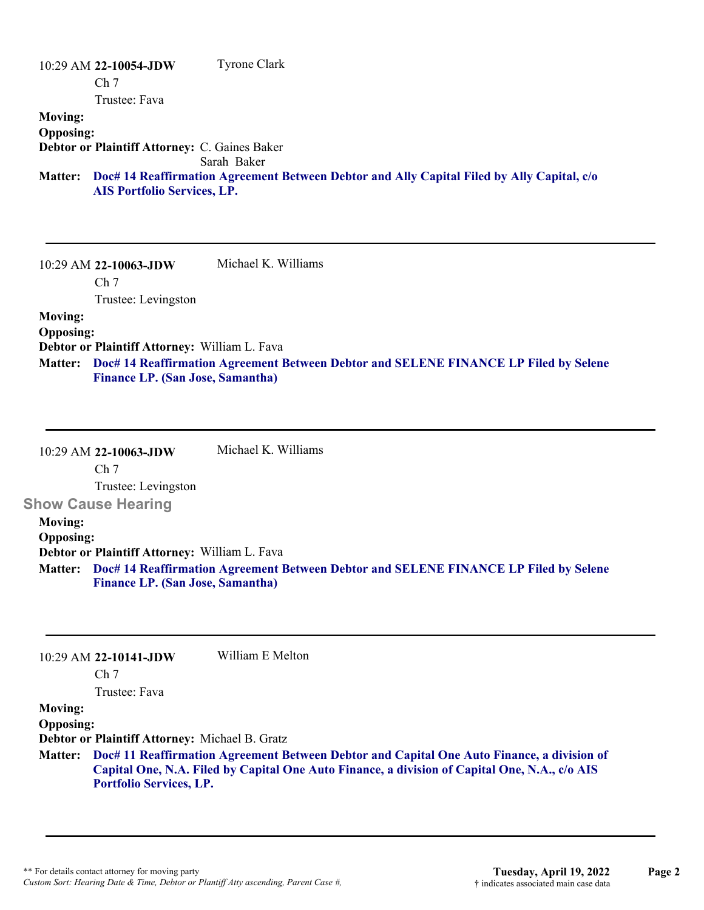10:29 AM **22-10054-JDW** Tyrone Clark
Ch 7
Trustee: Fava

**Moving:**
**Opposing:**
**Debtor or Plaintiff Attorney:** C. Gaines Baker
Sarah Baker

**Matter:** **Doc# 14 Reaffirmation Agreement Between Debtor and Ally Capital Filed by Ally Capital, c/o AIS Portfolio Services, LP.**

---

10:29 AM **22-10063-JDW** Michael K. Williams
Ch 7
Trustee: Levingston

**Moving:**
**Opposing:**
**Debtor or Plaintiff Attorney:** William L. Fava

**Matter:** **Doc# 14 Reaffirmation Agreement Between Debtor and SELENE FINANCE LP Filed by Selene Finance LP. (San Jose, Samantha)**

---

10:29 AM **22-10063-JDW** Michael K. Williams
Ch 7
Trustee: Levingston

**Show Cause Hearing**

**Moving:**
**Opposing:**
**Debtor or Plaintiff Attorney:** William L. Fava

**Matter:** **Doc# 14 Reaffirmation Agreement Between Debtor and SELENE FINANCE LP Filed by Selene Finance LP. (San Jose, Samantha)**

---

10:29 AM **22-10141-JDW** William E Melton
Ch 7
Trustee: Fava

**Moving:**
**Opposing:**
**Debtor or Plaintiff Attorney:** Michael B. Gratz

**Matter:** **Doc# 11 Reaffirmation Agreement Between Debtor and Capital One Auto Finance, a division of Capital One, N.A. Filed by Capital One Auto Finance, a division of Capital One, N.A., c/o AIS Portfolio Services, LP.**

---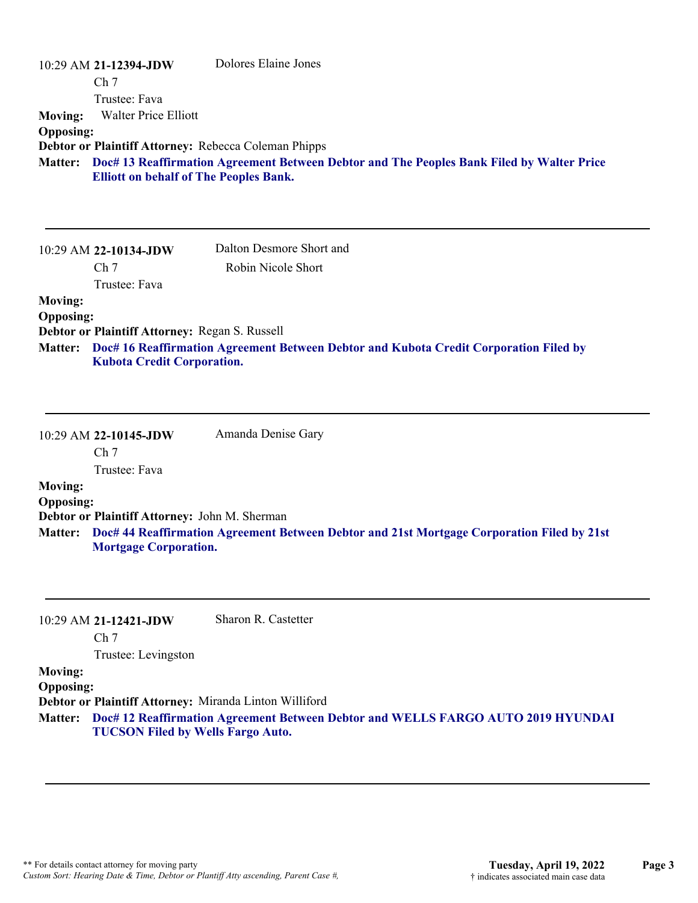10:29 AM **21-12394-JDW** Dolores Elaine Jones

Ch 7

Trustee: Fava

**Moving:** Walter Price Elliott

**Opposing:**

**Debtor or Plaintiff Attorney:** Rebecca Coleman Phipps

**Matter:** **Doc# 13 Reaffirmation Agreement Between Debtor and The Peoples Bank Filed by Walter Price Elliott on behalf of The Peoples Bank.**

---

10:29 AM **22-10134-JDW** Dalton Desmore Short and Robin Nicole Short

Ch 7

Trustee: Fava

**Moving:**

**Opposing:**

**Debtor or Plaintiff Attorney:** Regan S. Russell

**Matter:** **Doc# 16 Reaffirmation Agreement Between Debtor and Kubota Credit Corporation Filed by Kubota Credit Corporation.**

---

10:29 AM **22-10145-JDW** Amanda Denise Gary

Ch 7

Trustee: Fava

**Moving:**

**Opposing:**

**Debtor or Plaintiff Attorney:** John M. Sherman

**Matter:** **Doc# 44 Reaffirmation Agreement Between Debtor and 21st Mortgage Corporation Filed by 21st Mortgage Corporation.**

---

10:29 AM **21-12421-JDW** Sharon R. Castetter

Ch 7

Trustee: Levingston

**Moving:**

**Opposing:**

**Debtor or Plaintiff Attorney:** Miranda Linton Williford

**Matter:** **Doc# 12 Reaffirmation Agreement Between Debtor and WELLS FARGO AUTO 2019 HYUNDAI TUCSON Filed by Wells Fargo Auto.**

---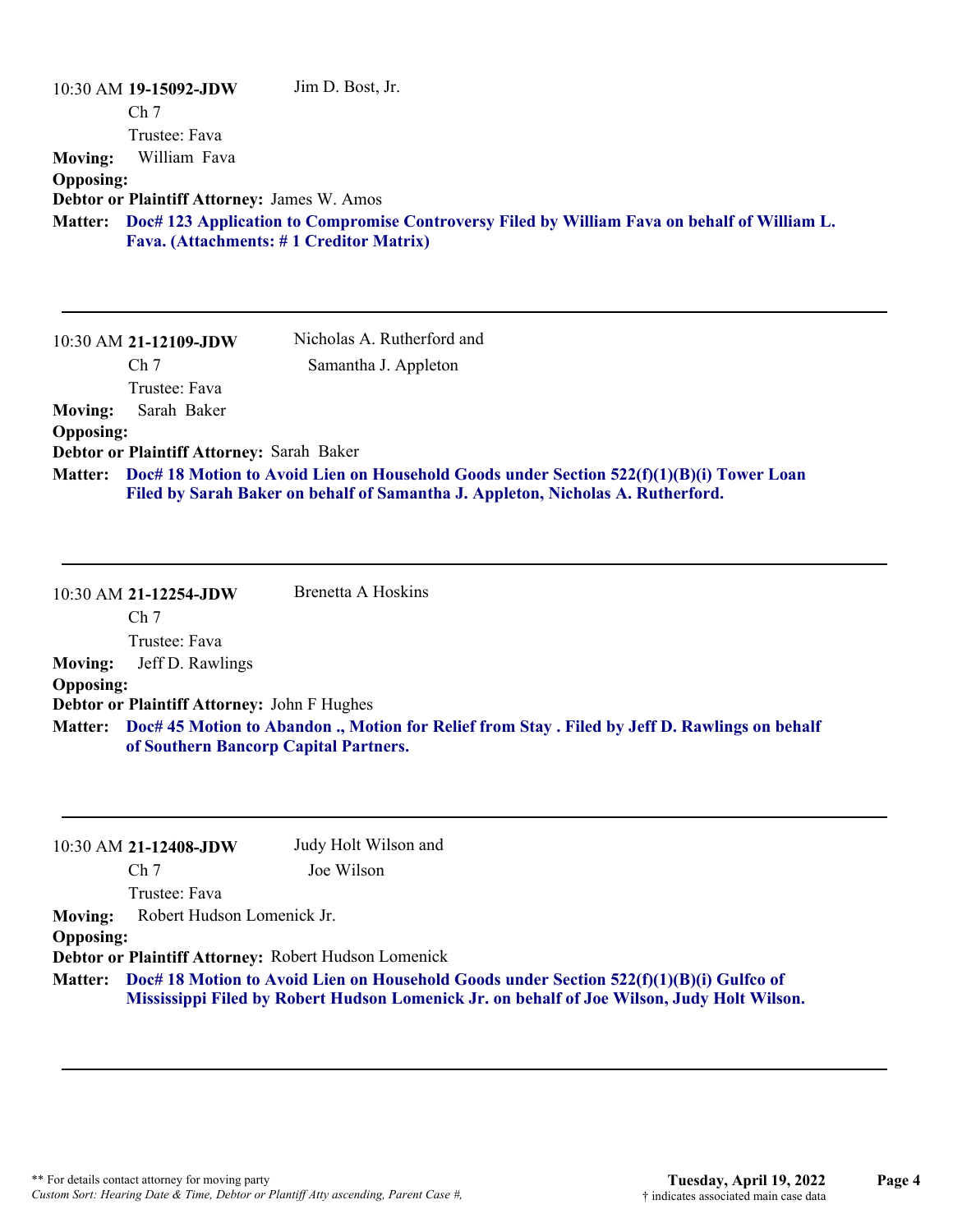10:30 AM **19-15092-JDW** Jim D. Bost, Jr.
Ch 7
Trustee: Fava

**Moving:** William Fava
**Opposing:**
**Debtor or Plaintiff Attorney:** James W. Amos
**Matter:** **Doc# 123 Application to Compromise Controversy Filed by William Fava on behalf of William L. Fava. (Attachments: # 1 Creditor Matrix)**

---

10:30 AM **21-12109-JDW** Nicholas A. Rutherford and Samantha J. Appleton
Ch 7
Trustee: Fava

**Moving:** Sarah Baker
**Opposing:**
**Debtor or Plaintiff Attorney:** Sarah Baker
**Matter:** **Doc# 18 Motion to Avoid Lien on Household Goods under Section 522(f)(1)(B)(i) Tower Loan Filed by Sarah Baker on behalf of Samantha J. Appleton, Nicholas A. Rutherford.**

---

10:30 AM **21-12254-JDW** Brenetta A Hoskins
Ch 7
Trustee: Fava

**Moving:** Jeff D. Rawlings
**Opposing:**
**Debtor or Plaintiff Attorney:** John F Hughes
**Matter:** **Doc# 45 Motion to Abandon ., Motion for Relief from Stay . Filed by Jeff D. Rawlings on behalf of Southern Bancorp Capital Partners.**

---

10:30 AM **21-12408-JDW** Judy Holt Wilson and Joe Wilson
Ch 7
Trustee: Fava

**Moving:** Robert Hudson Lomenick Jr.
**Opposing:**
**Debtor or Plaintiff Attorney:** Robert Hudson Lomenick
**Matter:** **Doc# 18 Motion to Avoid Lien on Household Goods under Section 522(f)(1)(B)(i) Gulfco of Mississippi Filed by Robert Hudson Lomenick Jr. on behalf of Joe Wilson, Judy Holt Wilson.**

---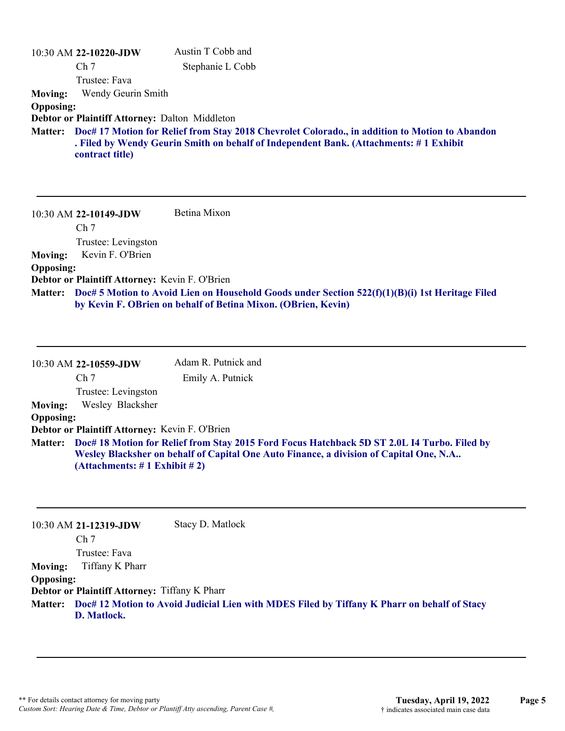10:30 AM **22-10220-JDW** Austin T Cobb and Stephanie L Cobb

Ch 7

Trustee: Fava

**Moving:** Wendy Geurin Smith

**Opposing:**

**Debtor or Plaintiff Attorney:** Dalton Middleton

**Matter:** **Doc# 17 Motion for Relief from Stay 2018 Chevrolet Colorado., in addition to Motion to Abandon . Filed by Wendy Geurin Smith on behalf of Independent Bank. (Attachments: # 1 Exhibit contract title)**

---

10:30 AM **22-10149-JDW** Betina Mixon

Ch 7

Trustee: Levingston

**Moving:** Kevin F. O'Brien

**Opposing:**

**Debtor or Plaintiff Attorney:** Kevin F. O'Brien

**Matter:** **Doc# 5 Motion to Avoid Lien on Household Goods under Section 522(f)(1)(B)(i) 1st Heritage Filed by Kevin F. OBrien on behalf of Betina Mixon. (OBrien, Kevin)**

---

10:30 AM **22-10559-JDW** Adam R. Putnick and Emily A. Putnick

Ch 7

Trustee: Levingston

**Moving:** Wesley Blacksher

**Opposing:**

**Debtor or Plaintiff Attorney:** Kevin F. O'Brien

**Matter:** **Doc# 18 Motion for Relief from Stay 2015 Ford Focus Hatchback 5D ST 2.0L I4 Turbo. Filed by Wesley Blacksher on behalf of Capital One Auto Finance, a division of Capital One, N.A.. (Attachments: # 1 Exhibit # 2)**

---

10:30 AM **21-12319-JDW** Stacy D. Matlock

Ch 7

Trustee: Fava

**Moving:** Tiffany K Pharr

**Opposing:**

**Debtor or Plaintiff Attorney:** Tiffany K Pharr

**Matter:** **Doc# 12 Motion to Avoid Judicial Lien with MDES Filed by Tiffany K Pharr on behalf of Stacy D. Matlock.**

---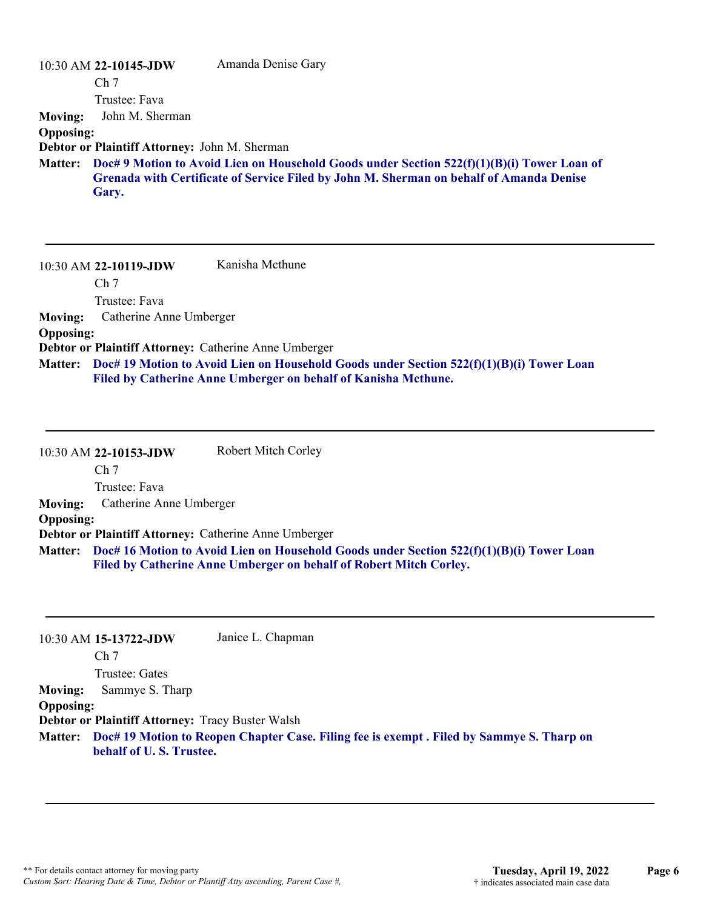10:30 AM **22-10145-JDW** Amanda Denise Gary
Ch 7
Trustee: Fava

**Moving:** John M. Sherman
**Opposing:**
**Debtor or Plaintiff Attorney:** John M. Sherman
**Matter:** **Doc# 9 Motion to Avoid Lien on Household Goods under Section 522(f)(1)(B)(i) Tower Loan of Grenada with Certificate of Service Filed by John M. Sherman on behalf of Amanda Denise Gary.**

---

10:30 AM **22-10119-JDW** Kanisha Mcthune
Ch 7
Trustee: Fava

**Moving:** Catherine Anne Umberger
**Opposing:**
**Debtor or Plaintiff Attorney:** Catherine Anne Umberger
**Matter:** **Doc# 19 Motion to Avoid Lien on Household Goods under Section 522(f)(1)(B)(i) Tower Loan Filed by Catherine Anne Umberger on behalf of Kanisha Mcthune.**

---

10:30 AM **22-10153-JDW** Robert Mitch Corley
Ch 7
Trustee: Fava

**Moving:** Catherine Anne Umberger
**Opposing:**
**Debtor or Plaintiff Attorney:** Catherine Anne Umberger
**Matter:** **Doc# 16 Motion to Avoid Lien on Household Goods under Section 522(f)(1)(B)(i) Tower Loan Filed by Catherine Anne Umberger on behalf of Robert Mitch Corley.**

---

10:30 AM **15-13722-JDW** Janice L. Chapman
Ch 7
Trustee: Gates

**Moving:** Sammye S. Tharp
**Opposing:**
**Debtor or Plaintiff Attorney:** Tracy Buster Walsh
**Matter:** **Doc# 19 Motion to Reopen Chapter Case. Filing fee is exempt . Filed by Sammye S. Tharp on behalf of U. S. Trustee.**

---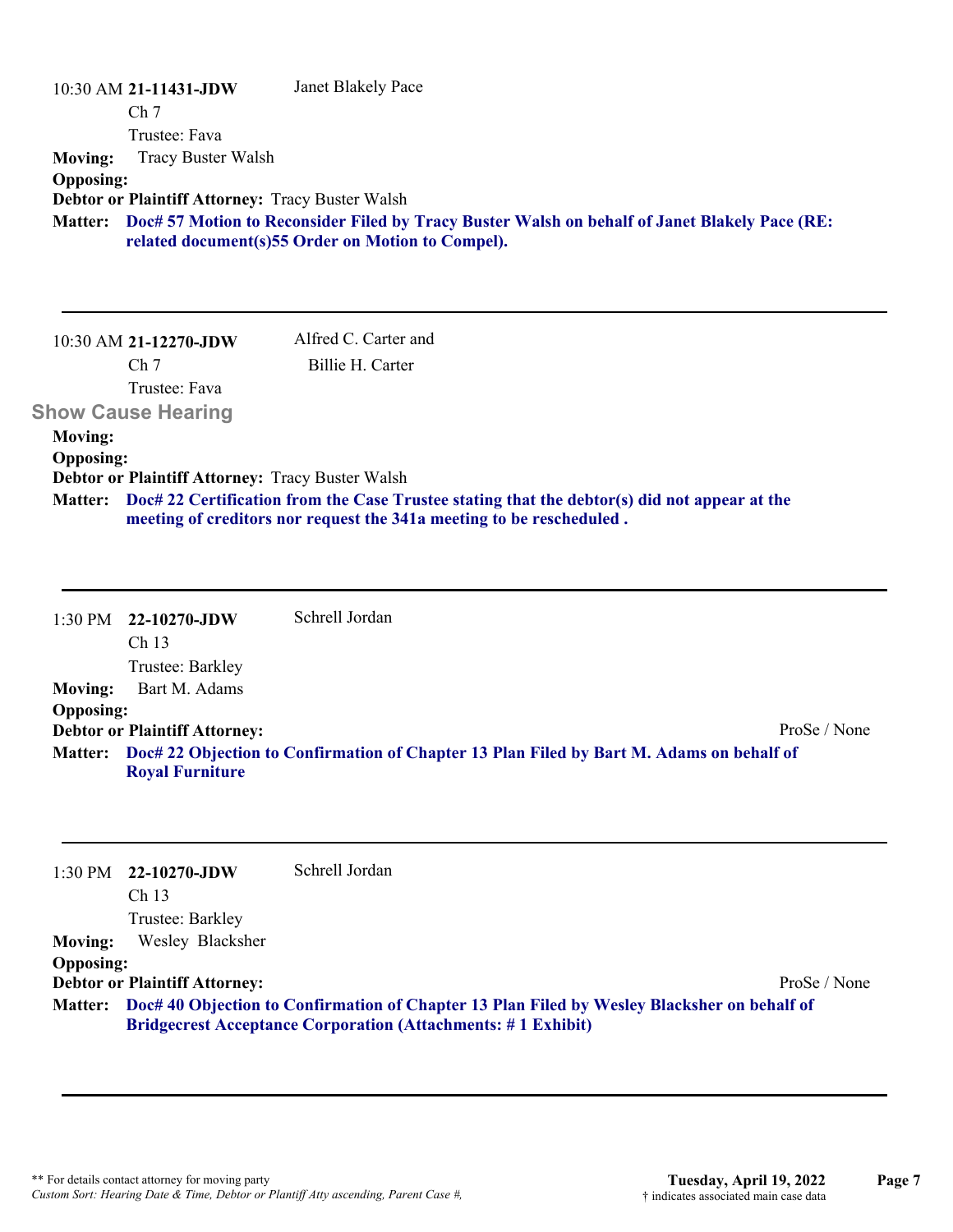10:30 AM **21-11431-JDW** Janet Blakely Pace
Ch 7
Trustee: Fava

**Moving:** Tracy Buster Walsh
**Opposing:**
**Debtor or Plaintiff Attorney:** Tracy Buster Walsh
**Matter:** **Doc# 57 Motion to Reconsider Filed by Tracy Buster Walsh on behalf of Janet Blakely Pace (RE: related document(s)55 Order on Motion to Compel).**

---

10:30 AM **21-12270-JDW** Alfred C. Carter and Billie H. Carter
Ch 7
Trustee: Fava

**Show Cause Hearing**

**Moving:**
**Opposing:**
**Debtor or Plaintiff Attorney:** Tracy Buster Walsh
**Matter:** **Doc# 22 Certification from the Case Trustee stating that the debtor(s) did not appear at the meeting of creditors nor request the 341a meeting to be rescheduled .**

---

1:30 PM **22-10270-JDW** Schrell Jordan
Ch 13
Trustee: Barkley

**Moving:** Bart M. Adams
**Opposing:**
**Debtor or Plaintiff Attorney:** ProSe / None
**Matter:** **Doc# 22 Objection to Confirmation of Chapter 13 Plan Filed by Bart M. Adams on behalf of Royal Furniture**

---

1:30 PM **22-10270-JDW** Schrell Jordan
Ch 13
Trustee: Barkley

**Moving:** Wesley Blacksher
**Opposing:**
**Debtor or Plaintiff Attorney:** ProSe / None
**Matter:** **Doc# 40 Objection to Confirmation of Chapter 13 Plan Filed by Wesley Blacksher on behalf of Bridgecrest Acceptance Corporation (Attachments: # 1 Exhibit)**

---

** For details contact attorney for moving party
*Custom Sort: Hearing Date & Time, Debtor or Plantiff Atty ascending, Parent Case #,*

**Tuesday, April 19, 2022**
† indicates associated main case data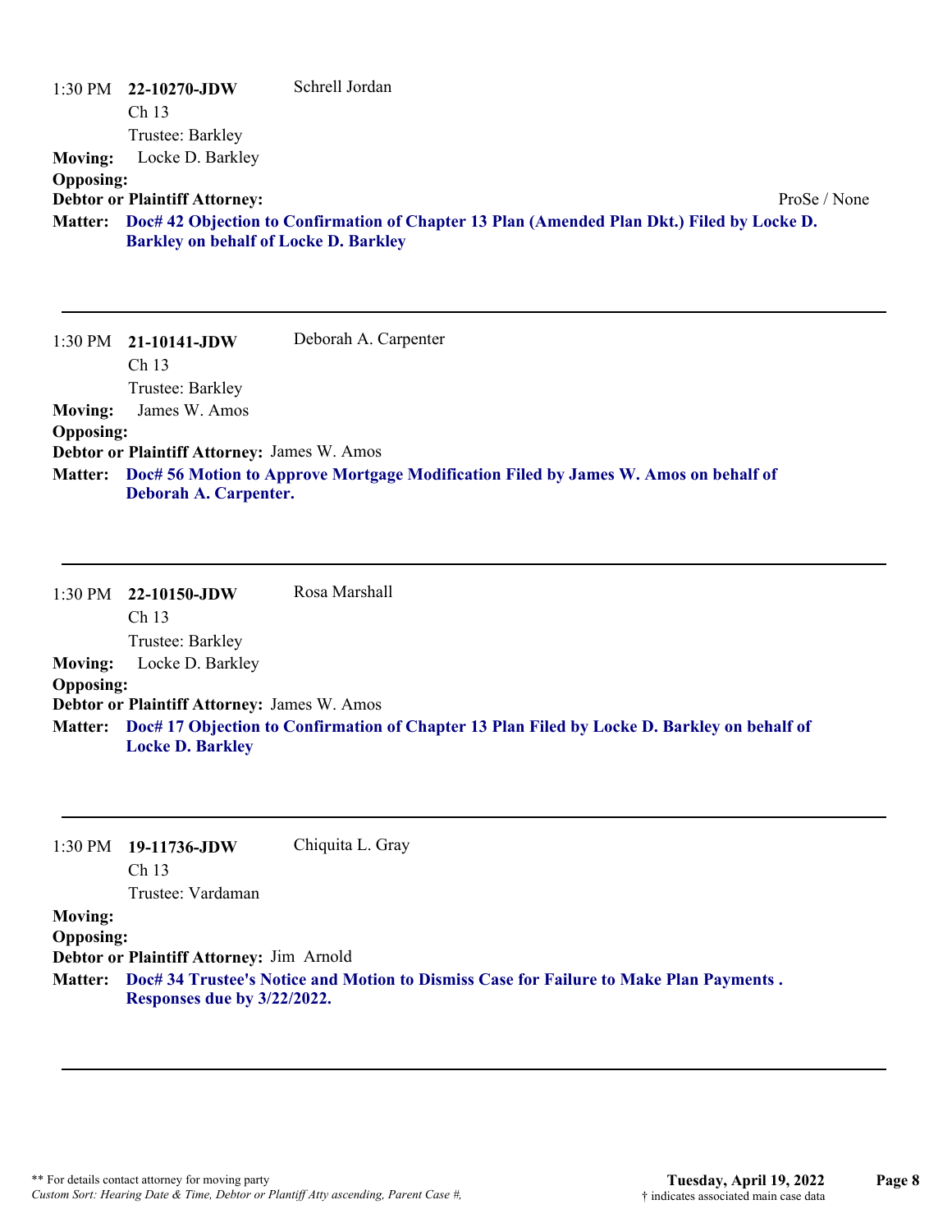1:30 PM **22-10270-JDW** Schrell Jordan
Ch 13
Trustee: Barkley

**Moving:** Locke D. Barkley
**Opposing:**
**Debtor or Plaintiff Attorney:** ProSe / None
**Matter:** **Doc# 42 Objection to Confirmation of Chapter 13 Plan (Amended Plan Dkt.) Filed by Locke D. Barkley on behalf of Locke D. Barkley**

---

1:30 PM **21-10141-JDW** Deborah A. Carpenter
Ch 13
Trustee: Barkley

**Moving:** James W. Amos
**Opposing:**
**Debtor or Plaintiff Attorney:** James W. Amos
**Matter:** **Doc# 56 Motion to Approve Mortgage Modification Filed by James W. Amos on behalf of Deborah A. Carpenter.**

---

1:30 PM **22-10150-JDW** Rosa Marshall
Ch 13
Trustee: Barkley

**Moving:** Locke D. Barkley
**Opposing:**
**Debtor or Plaintiff Attorney:** James W. Amos
**Matter:** **Doc# 17 Objection to Confirmation of Chapter 13 Plan Filed by Locke D. Barkley on behalf of Locke D. Barkley**

---

1:30 PM **19-11736-JDW** Chiquita L. Gray
Ch 13
Trustee: Vardaman

**Moving:**
**Opposing:**
**Debtor or Plaintiff Attorney:** Jim Arnold
**Matter:** **Doc# 34 Trustee's Notice and Motion to Dismiss Case for Failure to Make Plan Payments . Responses due by 3/22/2022.**

---

** For details contact attorney for moving party
*Custom Sort: Hearing Date & Time, Debtor or Plantiff Atty ascending, Parent Case #,*

**Tuesday, April 19, 2022**
† indicates associated main case data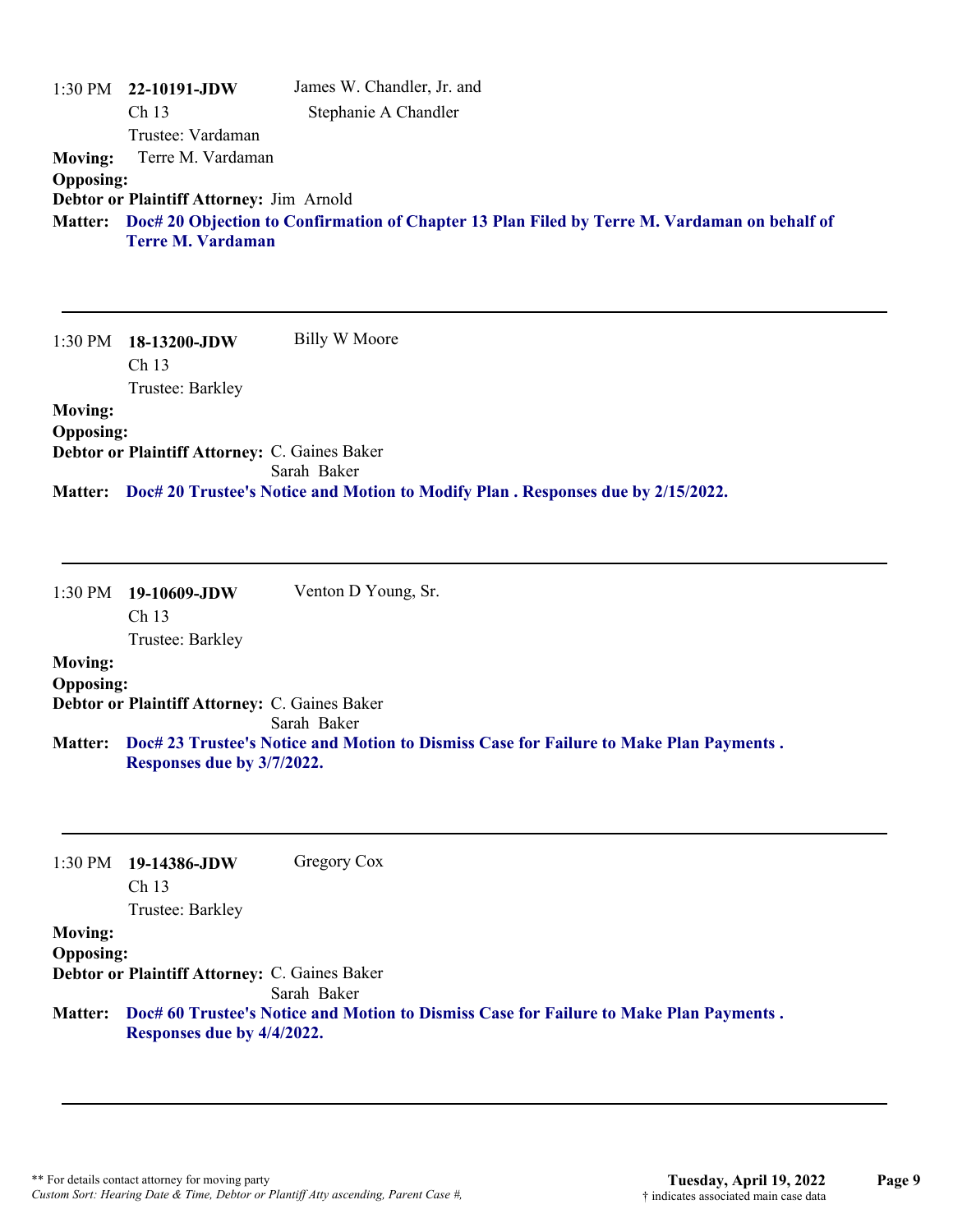1:30 PM **22-10191-JDW** James W. Chandler, Jr. and Stephanie A Chandler
Ch 13
Trustee: Vardaman

**Moving:** Terre M. Vardaman
**Opposing:**
**Debtor or Plaintiff Attorney:** Jim Arnold
**Matter:** **Doc# 20 Objection to Confirmation of Chapter 13 Plan Filed by Terre M. Vardaman on behalf of Terre M. Vardaman**

---

1:30 PM **18-13200-JDW** Billy W Moore
Ch 13
Trustee: Barkley

**Moving:**
**Opposing:**
**Debtor or Plaintiff Attorney:** C. Gaines Baker
Sarah Baker
**Matter:** **Doc# 20 Trustee's Notice and Motion to Modify Plan . Responses due by 2/15/2022.**

---

1:30 PM **19-10609-JDW** Venton D Young, Sr.
Ch 13
Trustee: Barkley

**Moving:**
**Opposing:**
**Debtor or Plaintiff Attorney:** C. Gaines Baker
Sarah Baker
**Matter:** **Doc# 23 Trustee's Notice and Motion to Dismiss Case for Failure to Make Plan Payments . Responses due by 3/7/2022.**

---

1:30 PM **19-14386-JDW** Gregory Cox
Ch 13
Trustee: Barkley

**Moving:**
**Opposing:**
**Debtor or Plaintiff Attorney:** C. Gaines Baker
Sarah Baker
**Matter:** **Doc# 60 Trustee's Notice and Motion to Dismiss Case for Failure to Make Plan Payments . Responses due by 4/4/2022.**

---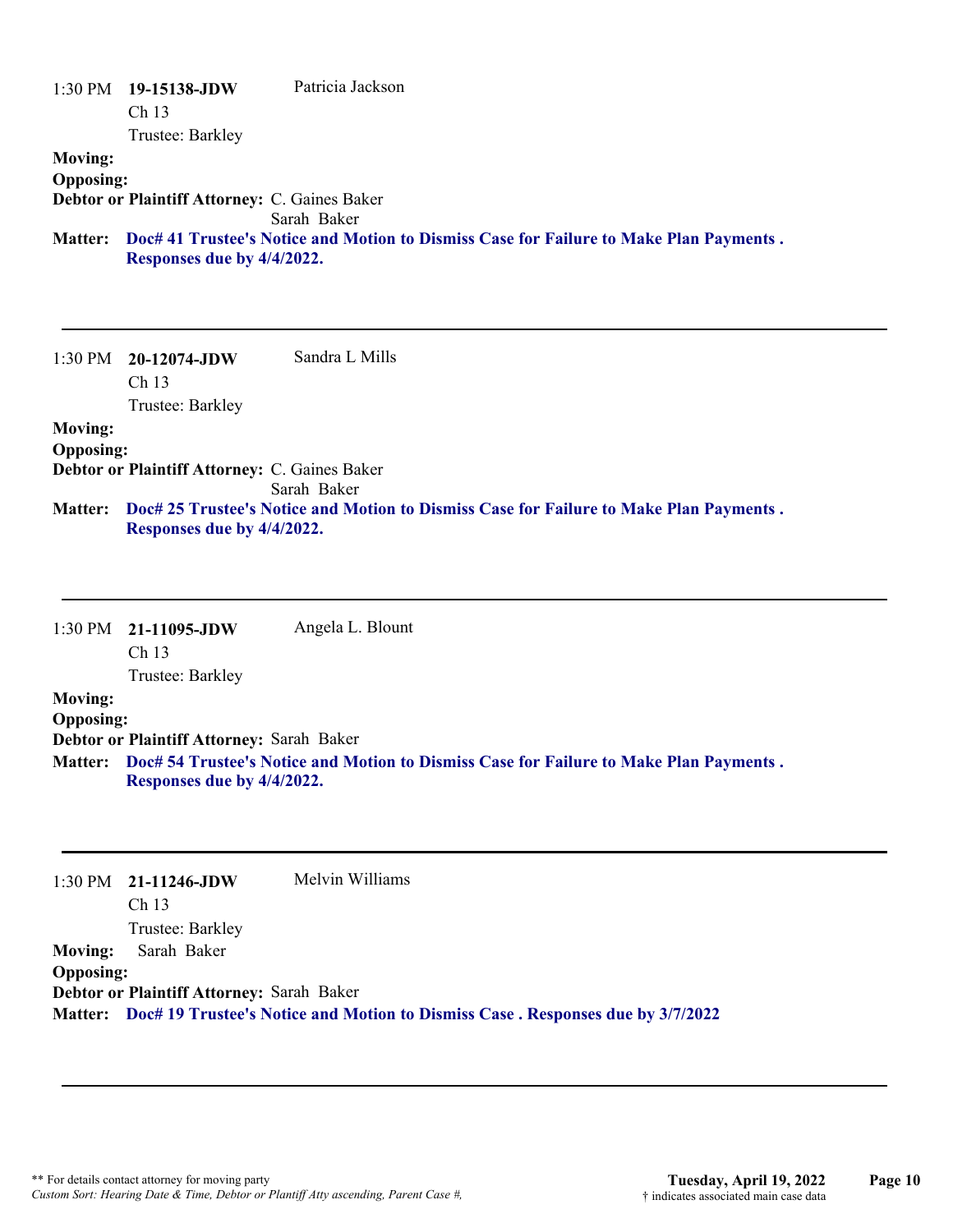1:30 PM **19-15138-JDW** Patricia Jackson
Ch 13
Trustee: Barkley

**Moving:**
**Opposing:**
**Debtor or Plaintiff Attorney:** C. Gaines Baker
Sarah Baker

**Matter:** **Doc# 41 Trustee's Notice and Motion to Dismiss Case for Failure to Make Plan Payments . Responses due by 4/4/2022.**

---

1:30 PM **20-12074-JDW** Sandra L Mills
Ch 13
Trustee: Barkley

**Moving:**
**Opposing:**
**Debtor or Plaintiff Attorney:** C. Gaines Baker
Sarah Baker

**Matter:** **Doc# 25 Trustee's Notice and Motion to Dismiss Case for Failure to Make Plan Payments . Responses due by 4/4/2022.**

---

1:30 PM **21-11095-JDW** Angela L. Blount
Ch 13
Trustee: Barkley

**Moving:**
**Opposing:**
**Debtor or Plaintiff Attorney:** Sarah Baker

**Matter:** **Doc# 54 Trustee's Notice and Motion to Dismiss Case for Failure to Make Plan Payments . Responses due by 4/4/2022.**

---

1:30 PM **21-11246-JDW** Melvin Williams
Ch 13
Trustee: Barkley

**Moving:** Sarah Baker
**Opposing:**
**Debtor or Plaintiff Attorney:** Sarah Baker

**Matter:** **Doc# 19 Trustee's Notice and Motion to Dismiss Case . Responses due by 3/7/2022**

---

** For details contact attorney for moving party
*Custom Sort: Hearing Date & Time, Debtor or Plantiff Atty ascending, Parent Case #,*

**Tuesday, April 19, 2022**
† indicates associated main case data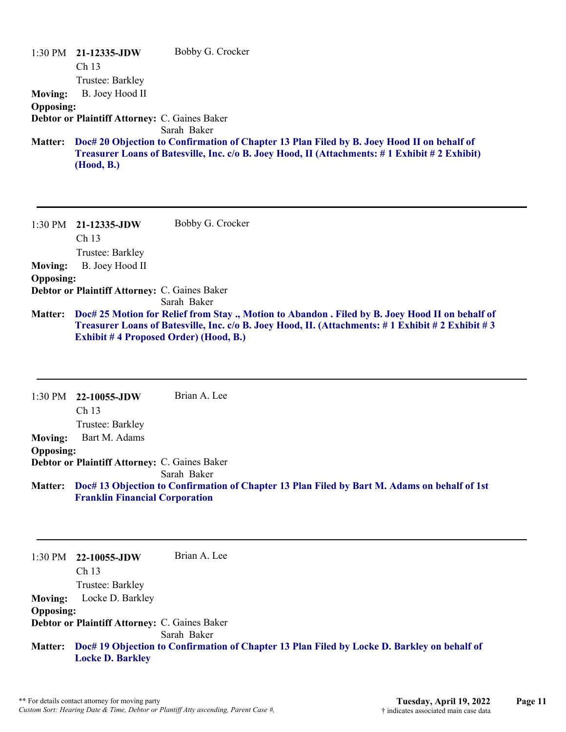1:30 PM **21-12335-JDW** Bobby G. Crocker
Ch 13
Trustee: Barkley

**Moving:** B. Joey Hood II
**Opposing:**
**Debtor or Plaintiff Attorney:** C. Gaines Baker
Sarah Baker

**Matter:** **Doc# 20 Objection to Confirmation of Chapter 13 Plan Filed by B. Joey Hood II on behalf of Treasurer Loans of Batesville, Inc. c/o B. Joey Hood, II (Attachments: # 1 Exhibit # 2 Exhibit) (Hood, B.)**

---

1:30 PM **21-12335-JDW** Bobby G. Crocker
Ch 13
Trustee: Barkley

**Moving:** B. Joey Hood II
**Opposing:**
**Debtor or Plaintiff Attorney:** C. Gaines Baker
Sarah Baker

**Matter:** **Doc# 25 Motion for Relief from Stay ., Motion to Abandon . Filed by B. Joey Hood II on behalf of Treasurer Loans of Batesville, Inc. c/o B. Joey Hood, II. (Attachments: # 1 Exhibit # 2 Exhibit # 3 Exhibit # 4 Proposed Order) (Hood, B.)**

---

1:30 PM **22-10055-JDW** Brian A. Lee
Ch 13
Trustee: Barkley

**Moving:** Bart M. Adams
**Opposing:**
**Debtor or Plaintiff Attorney:** C. Gaines Baker
Sarah Baker

**Matter:** **Doc# 13 Objection to Confirmation of Chapter 13 Plan Filed by Bart M. Adams on behalf of 1st Franklin Financial Corporation**

---

1:30 PM **22-10055-JDW** Brian A. Lee
Ch 13
Trustee: Barkley

**Moving:** Locke D. Barkley
**Opposing:**
**Debtor or Plaintiff Attorney:** C. Gaines Baker
Sarah Baker

**Matter:** **Doc# 19 Objection to Confirmation of Chapter 13 Plan Filed by Locke D. Barkley on behalf of Locke D. Barkley**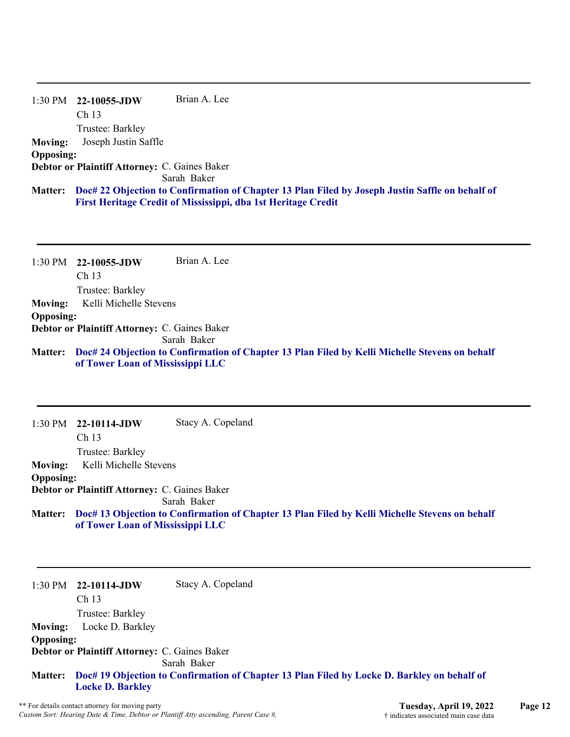---

1:30 PM **22-10055-JDW** Brian A. Lee
Ch 13
Trustee: Barkley

**Moving:** Joseph Justin Saffle
**Opposing:**
**Debtor or Plaintiff Attorney:** C. Gaines Baker
Sarah Baker

**Matter:** **Doc# 22 Objection to Confirmation of Chapter 13 Plan Filed by Joseph Justin Saffle on behalf of First Heritage Credit of Mississippi, dba 1st Heritage Credit**

---

1:30 PM **22-10055-JDW** Brian A. Lee
Ch 13
Trustee: Barkley

**Moving:** Kelli Michelle Stevens
**Opposing:**
**Debtor or Plaintiff Attorney:** C. Gaines Baker
Sarah Baker

**Matter:** **Doc# 24 Objection to Confirmation of Chapter 13 Plan Filed by Kelli Michelle Stevens on behalf of Tower Loan of Mississippi LLC**

---

1:30 PM **22-10114-JDW** Stacy A. Copeland
Ch 13
Trustee: Barkley

**Moving:** Kelli Michelle Stevens
**Opposing:**
**Debtor or Plaintiff Attorney:** C. Gaines Baker
Sarah Baker

**Matter:** **Doc# 13 Objection to Confirmation of Chapter 13 Plan Filed by Kelli Michelle Stevens on behalf of Tower Loan of Mississippi LLC**

---

1:30 PM **22-10114-JDW** Stacy A. Copeland
Ch 13
Trustee: Barkley

**Moving:** Locke D. Barkley
**Opposing:**
**Debtor or Plaintiff Attorney:** C. Gaines Baker
Sarah Baker

**Matter:** **Doc# 19 Objection to Confirmation of Chapter 13 Plan Filed by Locke D. Barkley on behalf of Locke D. Barkley**

** For details contact attorney for moving party
*Custom Sort: Hearing Date & Time, Debtor or Plantiff Atty ascending, Parent Case #,*

**Tuesday, April 19, 2022**
† indicates associated main case data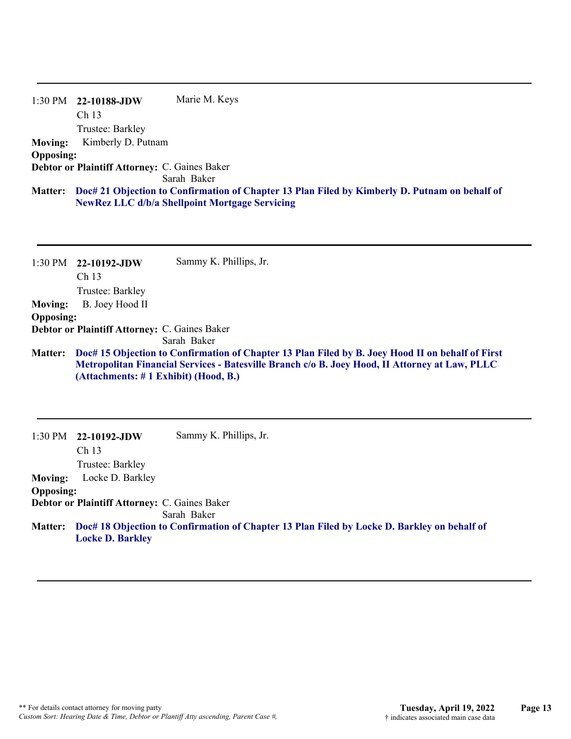---

1:30 PM **22-10188-JDW** Marie M. Keys

Ch 13

Trustee: Barkley

**Moving:** Kimberly D. Putnam

**Opposing:**

**Debtor or Plaintiff Attorney:** C. Gaines Baker
Sarah Baker

**Matter:** **Doc# 21 Objection to Confirmation of Chapter 13 Plan Filed by Kimberly D. Putnam on behalf of NewRez LLC d/b/a Shellpoint Mortgage Servicing**

---

1:30 PM **22-10192-JDW** Sammy K. Phillips, Jr.

Ch 13

Trustee: Barkley

**Moving:** B. Joey Hood II

**Opposing:**

**Debtor or Plaintiff Attorney:** C. Gaines Baker
Sarah Baker

**Matter:** **Doc# 15 Objection to Confirmation of Chapter 13 Plan Filed by B. Joey Hood II on behalf of First Metropolitan Financial Services - Batesville Branch c/o B. Joey Hood, II Attorney at Law, PLLC (Attachments: # 1 Exhibit) (Hood, B.)**

---

1:30 PM **22-10192-JDW** Sammy K. Phillips, Jr.

Ch 13

Trustee: Barkley

**Moving:** Locke D. Barkley

**Opposing:**

**Debtor or Plaintiff Attorney:** C. Gaines Baker
Sarah Baker

**Matter:** **Doc# 18 Objection to Confirmation of Chapter 13 Plan Filed by Locke D. Barkley on behalf of Locke D. Barkley**

---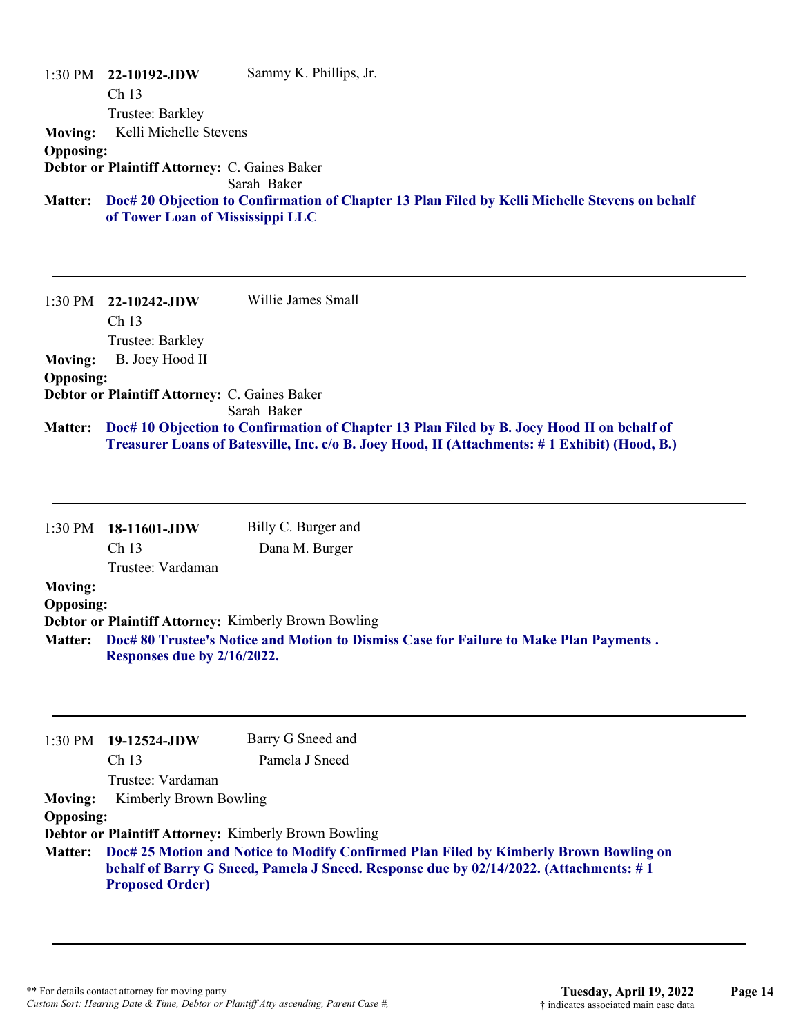1:30 PM **22-10192-JDW** Sammy K. Phillips, Jr.
Ch 13
Trustee: Barkley

**Moving:** Kelli Michelle Stevens
**Opposing:**
**Debtor or Plaintiff Attorney:** C. Gaines Baker
Sarah Baker

**Matter:** **Doc# 20 Objection to Confirmation of Chapter 13 Plan Filed by Kelli Michelle Stevens on behalf of Tower Loan of Mississippi LLC**

---

1:30 PM **22-10242-JDW** Willie James Small
Ch 13
Trustee: Barkley

**Moving:** B. Joey Hood II
**Opposing:**
**Debtor or Plaintiff Attorney:** C. Gaines Baker
Sarah Baker

**Matter:** **Doc# 10 Objection to Confirmation of Chapter 13 Plan Filed by B. Joey Hood II on behalf of Treasurer Loans of Batesville, Inc. c/o B. Joey Hood, II (Attachments: # 1 Exhibit) (Hood, B.)**

---

1:30 PM **18-11601-JDW** Billy C. Burger and
Dana M. Burger
Ch 13
Trustee: Vardaman

**Moving:**
**Opposing:**
**Debtor or Plaintiff Attorney:** Kimberly Brown Bowling

**Matter:** **Doc# 80 Trustee's Notice and Motion to Dismiss Case for Failure to Make Plan Payments . Responses due by 2/16/2022.**

---

1:30 PM **19-12524-JDW** Barry G Sneed and
Pamela J Sneed
Ch 13
Trustee: Vardaman

**Moving:** Kimberly Brown Bowling
**Opposing:**
**Debtor or Plaintiff Attorney:** Kimberly Brown Bowling

**Matter:** **Doc# 25 Motion and Notice to Modify Confirmed Plan Filed by Kimberly Brown Bowling on behalf of Barry G Sneed, Pamela J Sneed. Response due by 02/14/2022. (Attachments: # 1 Proposed Order)**

---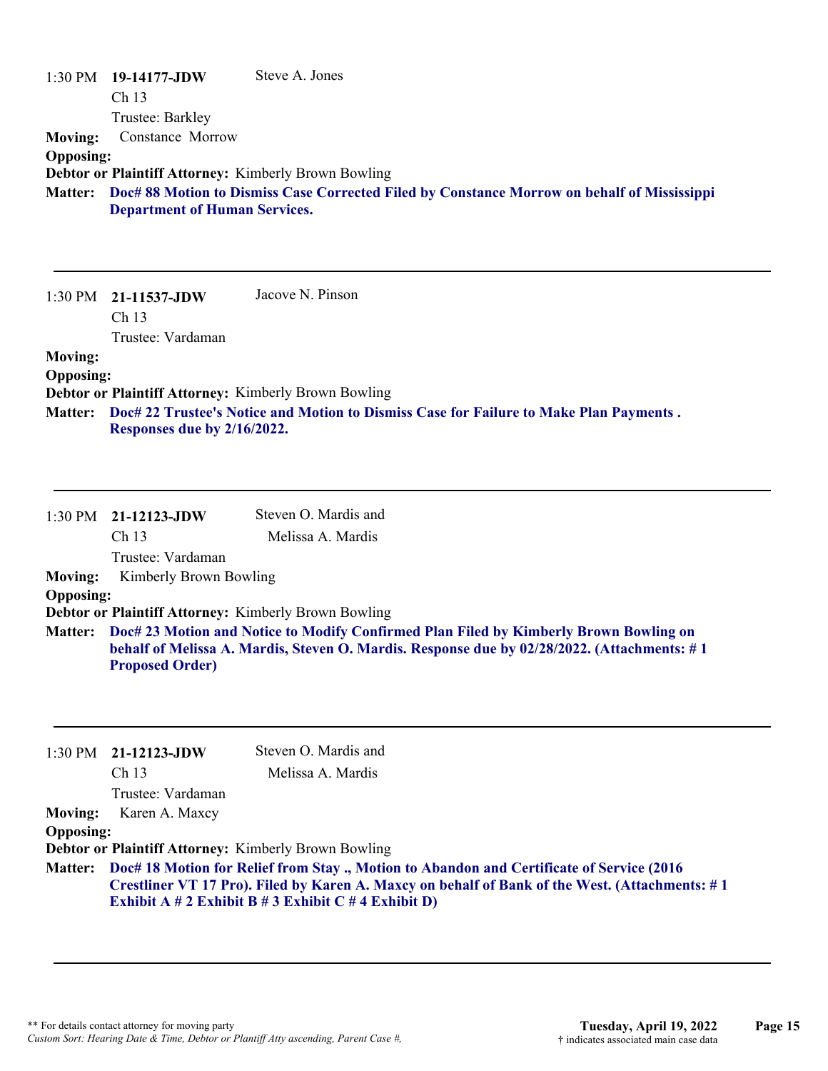1:30 PM **19-14177-JDW** Steve A. Jones
Ch 13
Trustee: Barkley

**Moving:** Constance Morrow

**Opposing:**

**Debtor or Plaintiff Attorney:** Kimberly Brown Bowling

**Matter:** **Doc# 88 Motion to Dismiss Case Corrected Filed by Constance Morrow on behalf of Mississippi Department of Human Services.**

---

1:30 PM **21-11537-JDW** Jacove N. Pinson
Ch 13
Trustee: Vardaman

**Moving:**

**Opposing:**

**Debtor or Plaintiff Attorney:** Kimberly Brown Bowling

**Matter:** **Doc# 22 Trustee's Notice and Motion to Dismiss Case for Failure to Make Plan Payments . Responses due by 2/16/2022.**

---

1:30 PM **21-12123-JDW** Steven O. Mardis and Melissa A. Mardis
Ch 13
Trustee: Vardaman

**Moving:** Kimberly Brown Bowling

**Opposing:**

**Debtor or Plaintiff Attorney:** Kimberly Brown Bowling

**Matter:** **Doc# 23 Motion and Notice to Modify Confirmed Plan Filed by Kimberly Brown Bowling on behalf of Melissa A. Mardis, Steven O. Mardis. Response due by 02/28/2022. (Attachments: # 1 Proposed Order)**

---

1:30 PM **21-12123-JDW** Steven O. Mardis and Melissa A. Mardis
Ch 13
Trustee: Vardaman

**Moving:** Karen A. Maxcy

**Opposing:**

**Debtor or Plaintiff Attorney:** Kimberly Brown Bowling

**Matter:** **Doc# 18 Motion for Relief from Stay ., Motion to Abandon and Certificate of Service (2016 Crestliner VT 17 Pro). Filed by Karen A. Maxcy on behalf of Bank of the West. (Attachments: # 1 Exhibit A # 2 Exhibit B # 3 Exhibit C # 4 Exhibit D)**

---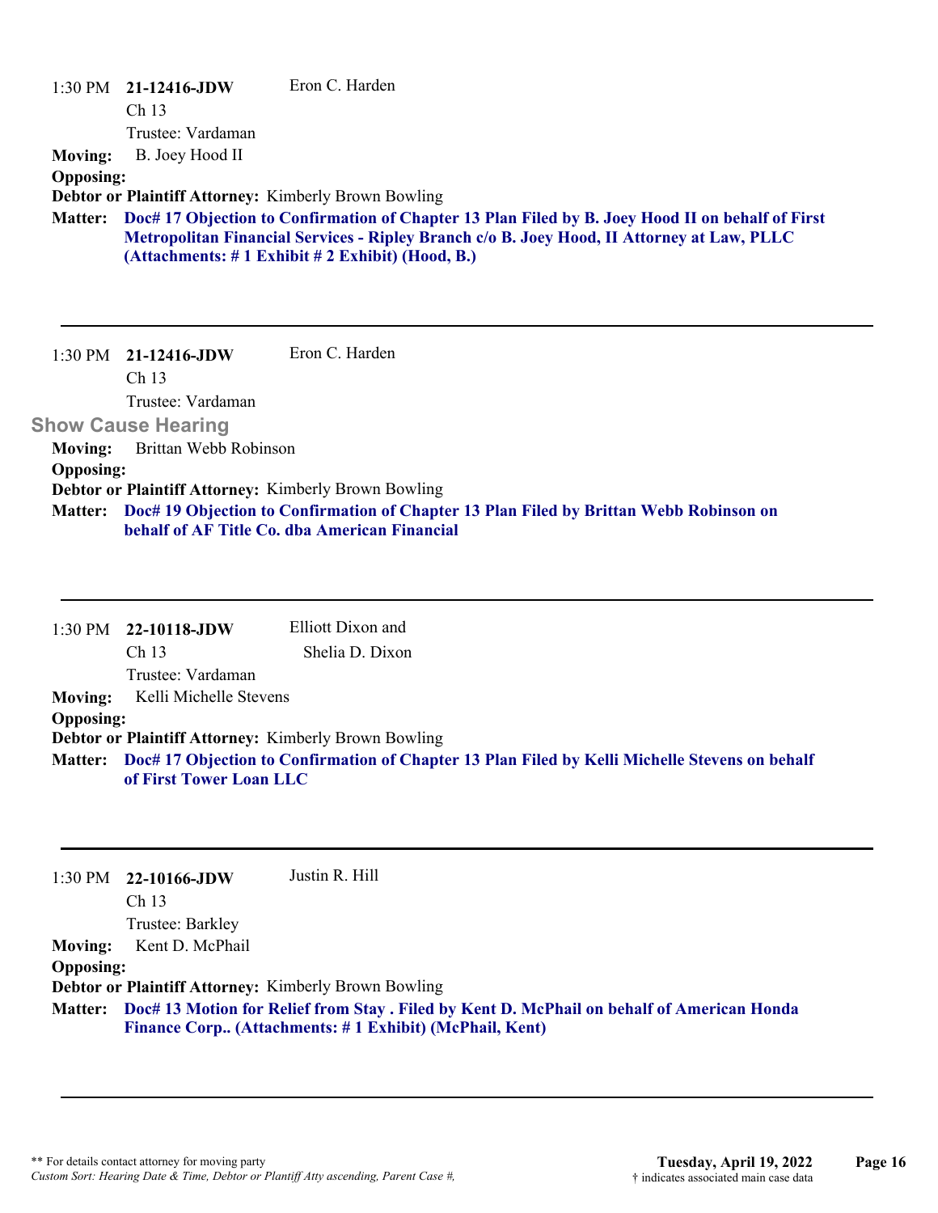1:30 PM **21-12416-JDW** Eron C. Harden
Ch 13
Trustee: Vardaman

**Moving:** B. Joey Hood II
**Opposing:**
**Debtor or Plaintiff Attorney:** Kimberly Brown Bowling
**Matter:** **Doc# 17 Objection to Confirmation of Chapter 13 Plan Filed by B. Joey Hood II on behalf of First Metropolitan Financial Services - Ripley Branch c/o B. Joey Hood, II Attorney at Law, PLLC (Attachments: # 1 Exhibit # 2 Exhibit) (Hood, B.)**

---

1:30 PM **21-12416-JDW** Eron C. Harden
Ch 13
Trustee: Vardaman

**Show Cause Hearing**

**Moving:** Brittan Webb Robinson
**Opposing:**
**Debtor or Plaintiff Attorney:** Kimberly Brown Bowling
**Matter:** **Doc# 19 Objection to Confirmation of Chapter 13 Plan Filed by Brittan Webb Robinson on behalf of AF Title Co. dba American Financial**

---

1:30 PM **22-10118-JDW** Elliott Dixon and Shelia D. Dixon
Ch 13
Trustee: Vardaman

**Moving:** Kelli Michelle Stevens
**Opposing:**
**Debtor or Plaintiff Attorney:** Kimberly Brown Bowling
**Matter:** **Doc# 17 Objection to Confirmation of Chapter 13 Plan Filed by Kelli Michelle Stevens on behalf of First Tower Loan LLC**

---

1:30 PM **22-10166-JDW** Justin R. Hill
Ch 13
Trustee: Barkley

**Moving:** Kent D. McPhail
**Opposing:**
**Debtor or Plaintiff Attorney:** Kimberly Brown Bowling
**Matter:** **Doc# 13 Motion for Relief from Stay . Filed by Kent D. McPhail on behalf of American Honda Finance Corp.. (Attachments: # 1 Exhibit) (McPhail, Kent)**

---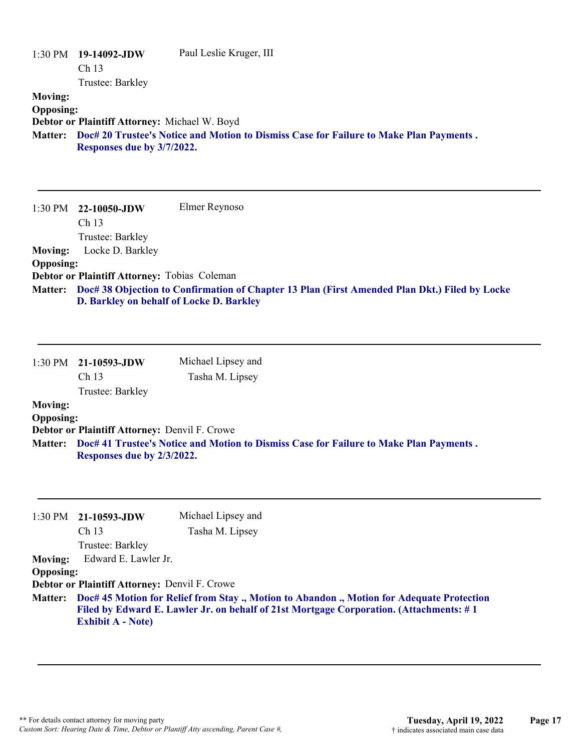1:30 PM **19-14092-JDW** Paul Leslie Kruger, III
Ch 13
Trustee: Barkley

**Moving:**
**Opposing:**
**Debtor or Plaintiff Attorney:** Michael W. Boyd
**Matter:** **Doc# 20 Trustee's Notice and Motion to Dismiss Case for Failure to Make Plan Payments . Responses due by 3/7/2022.**

---

1:30 PM **22-10050-JDW** Elmer Reynoso
Ch 13
Trustee: Barkley

**Moving:** Locke D. Barkley
**Opposing:**
**Debtor or Plaintiff Attorney:** Tobias Coleman
**Matter:** **Doc# 38 Objection to Confirmation of Chapter 13 Plan (First Amended Plan Dkt.) Filed by Locke D. Barkley on behalf of Locke D. Barkley**

---

1:30 PM **21-10593-JDW** Michael Lipsey and Tasha M. Lipsey
Ch 13
Trustee: Barkley

**Moving:**
**Opposing:**
**Debtor or Plaintiff Attorney:** Denvil F. Crowe
**Matter:** **Doc# 41 Trustee's Notice and Motion to Dismiss Case for Failure to Make Plan Payments . Responses due by 2/3/2022.**

---

1:30 PM **21-10593-JDW** Michael Lipsey and Tasha M. Lipsey
Ch 13
Trustee: Barkley

**Moving:** Edward E. Lawler Jr.
**Opposing:**
**Debtor or Plaintiff Attorney:** Denvil F. Crowe
**Matter:** **Doc# 45 Motion for Relief from Stay ., Motion to Abandon ., Motion for Adequate Protection Filed by Edward E. Lawler Jr. on behalf of 21st Mortgage Corporation. (Attachments: # 1 Exhibit A - Note)**

---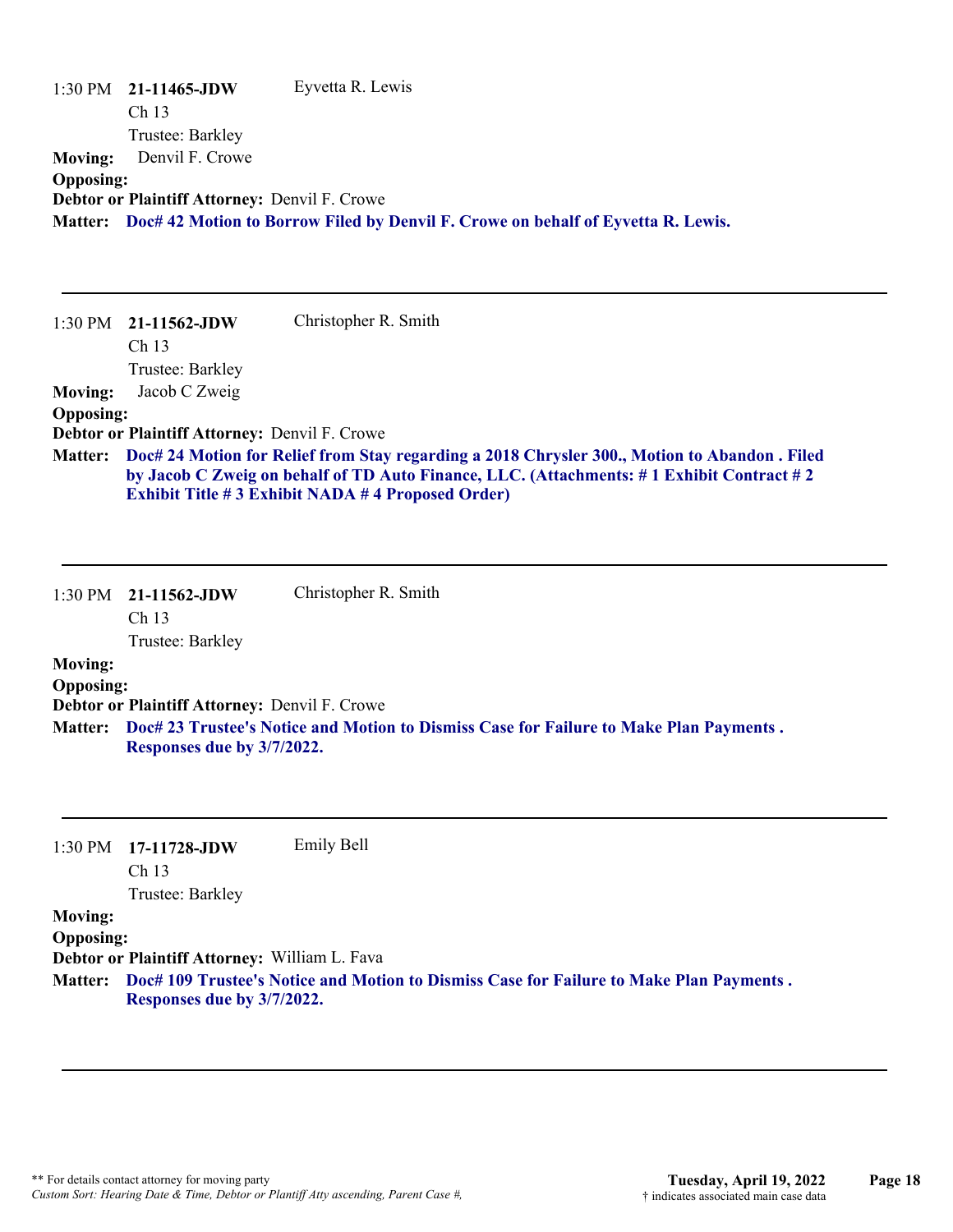1:30 PM **21-11465-JDW** Eyvetta R. Lewis
Ch 13
Trustee: Barkley

**Moving:** Denvil F. Crowe
**Opposing:**
**Debtor or Plaintiff Attorney:** Denvil F. Crowe
**Matter:** **Doc# 42 Motion to Borrow Filed by Denvil F. Crowe on behalf of Eyvetta R. Lewis.**

---

1:30 PM **21-11562-JDW** Christopher R. Smith
Ch 13
Trustee: Barkley

**Moving:** Jacob C Zweig
**Opposing:**
**Debtor or Plaintiff Attorney:** Denvil F. Crowe
**Matter:** **Doc# 24 Motion for Relief from Stay regarding a 2018 Chrysler 300., Motion to Abandon . Filed by Jacob C Zweig on behalf of TD Auto Finance, LLC. (Attachments: # 1 Exhibit Contract # 2 Exhibit Title # 3 Exhibit NADA # 4 Proposed Order)**

---

1:30 PM **21-11562-JDW** Christopher R. Smith
Ch 13
Trustee: Barkley

**Moving:**
**Opposing:**
**Debtor or Plaintiff Attorney:** Denvil F. Crowe
**Matter:** **Doc# 23 Trustee's Notice and Motion to Dismiss Case for Failure to Make Plan Payments . Responses due by 3/7/2022.**

---

1:30 PM **17-11728-JDW** Emily Bell
Ch 13
Trustee: Barkley

**Moving:**
**Opposing:**
**Debtor or Plaintiff Attorney:** William L. Fava
**Matter:** **Doc# 109 Trustee's Notice and Motion to Dismiss Case for Failure to Make Plan Payments . Responses due by 3/7/2022.**

---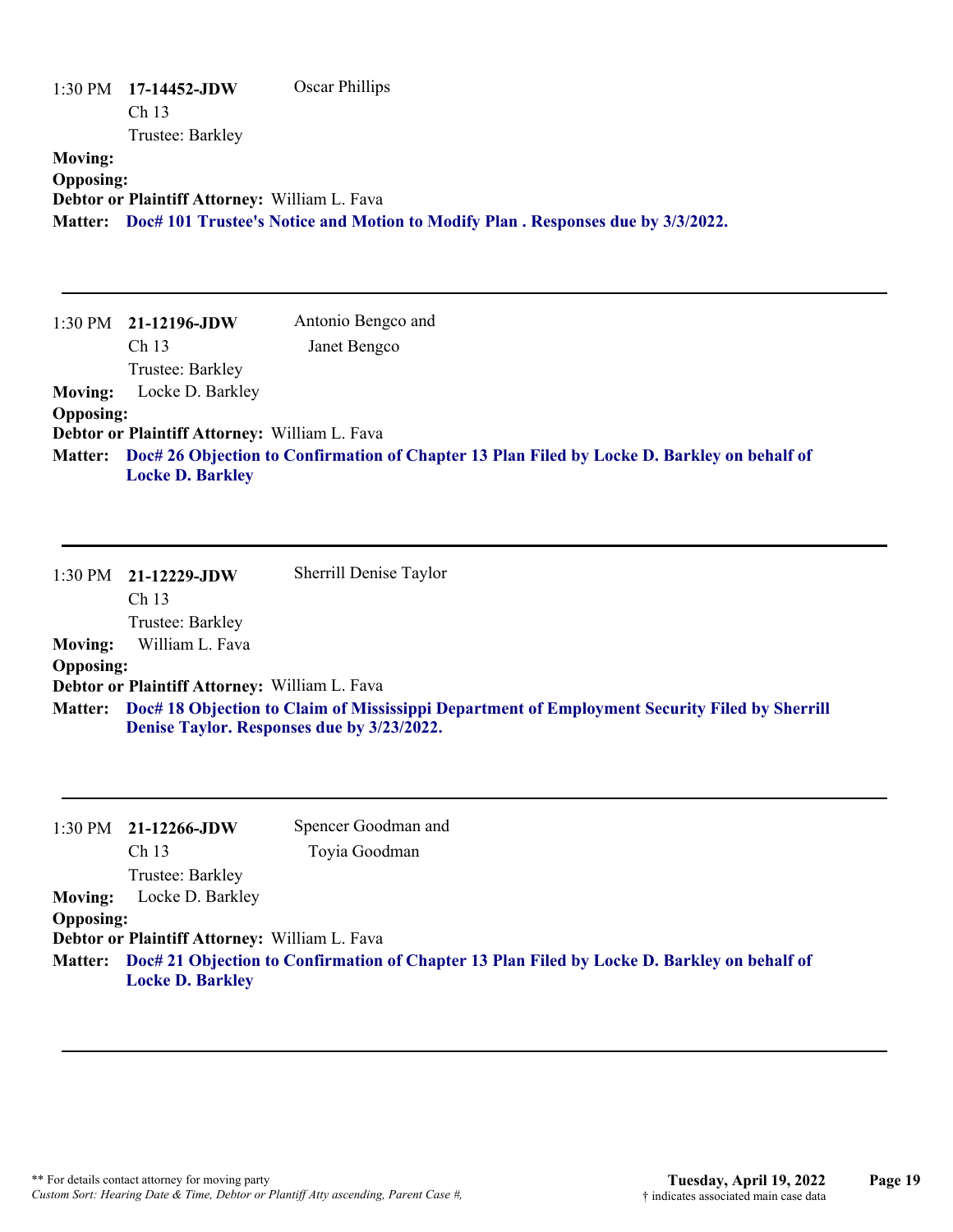1:30 PM **17-14452-JDW** Oscar Phillips
Ch 13
Trustee: Barkley

**Moving:**
**Opposing:**
**Debtor or Plaintiff Attorney:** William L. Fava
**Matter:** **Doc# 101 Trustee's Notice and Motion to Modify Plan . Responses due by 3/3/2022.**

---

1:30 PM **21-12196-JDW** Antonio Bengco and Janet Bengco
Ch 13
Trustee: Barkley

**Moving:** Locke D. Barkley
**Opposing:**
**Debtor or Plaintiff Attorney:** William L. Fava
**Matter:** **Doc# 26 Objection to Confirmation of Chapter 13 Plan Filed by Locke D. Barkley on behalf of Locke D. Barkley**

---

1:30 PM **21-12229-JDW** Sherrill Denise Taylor
Ch 13
Trustee: Barkley

**Moving:** William L. Fava
**Opposing:**
**Debtor or Plaintiff Attorney:** William L. Fava
**Matter:** **Doc# 18 Objection to Claim of Mississippi Department of Employment Security Filed by Sherrill Denise Taylor. Responses due by 3/23/2022.**

---

1:30 PM **21-12266-JDW** Spencer Goodman and Toyia Goodman
Ch 13
Trustee: Barkley

**Moving:** Locke D. Barkley
**Opposing:**
**Debtor or Plaintiff Attorney:** William L. Fava
**Matter:** **Doc# 21 Objection to Confirmation of Chapter 13 Plan Filed by Locke D. Barkley on behalf of Locke D. Barkley**

---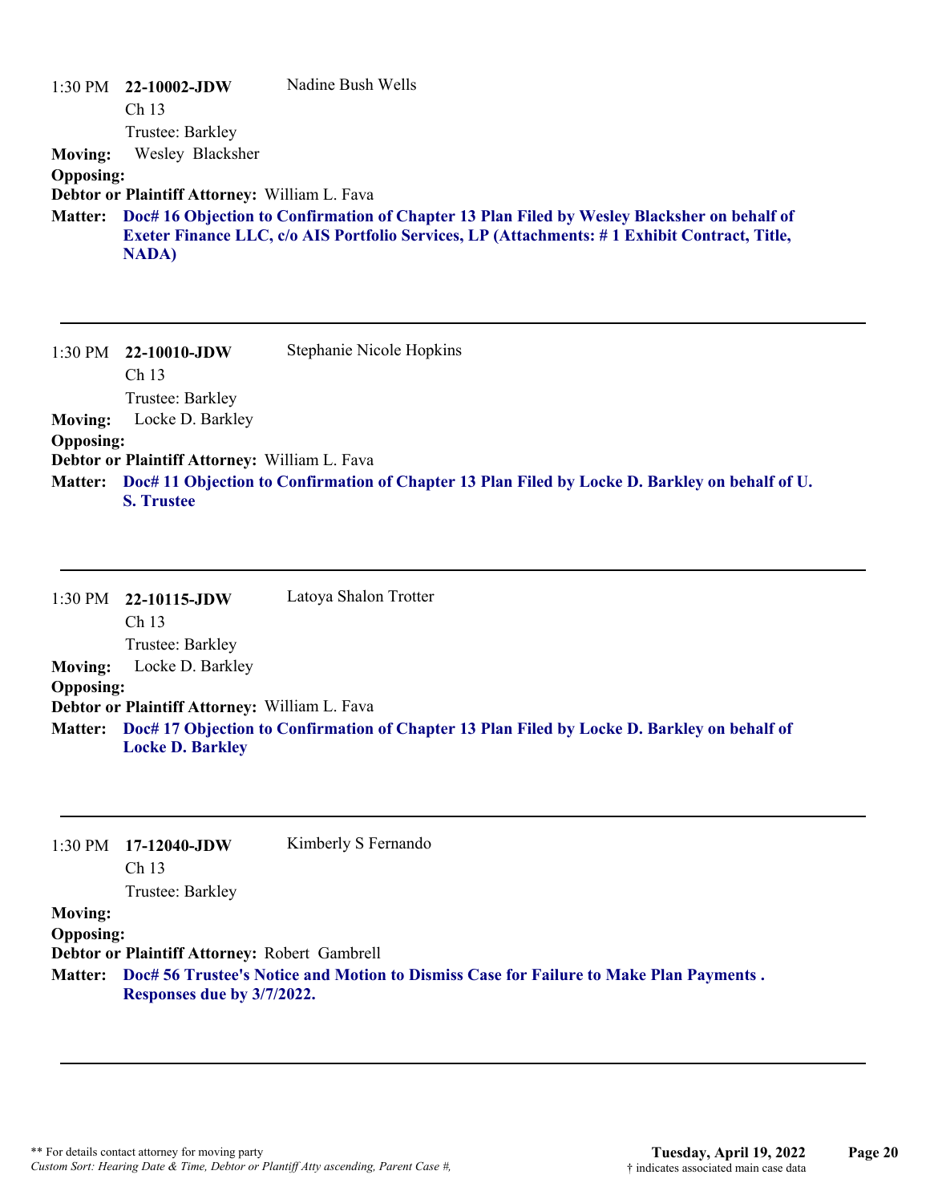1:30 PM **22-10002-JDW** Nadine Bush Wells
Ch 13
Trustee: Barkley

**Moving:** Wesley Blacksher

**Opposing:**

**Debtor or Plaintiff Attorney:** William L. Fava

**Matter:** **Doc# 16 Objection to Confirmation of Chapter 13 Plan Filed by Wesley Blacksher on behalf of Exeter Finance LLC, c/o AIS Portfolio Services, LP (Attachments: # 1 Exhibit Contract, Title, NADA)**

---

1:30 PM **22-10010-JDW** Stephanie Nicole Hopkins
Ch 13
Trustee: Barkley

**Moving:** Locke D. Barkley

**Opposing:**

**Debtor or Plaintiff Attorney:** William L. Fava

**Matter:** **Doc# 11 Objection to Confirmation of Chapter 13 Plan Filed by Locke D. Barkley on behalf of U. S. Trustee**

---

1:30 PM **22-10115-JDW** Latoya Shalon Trotter
Ch 13
Trustee: Barkley

**Moving:** Locke D. Barkley

**Opposing:**

**Debtor or Plaintiff Attorney:** William L. Fava

**Matter:** **Doc# 17 Objection to Confirmation of Chapter 13 Plan Filed by Locke D. Barkley on behalf of Locke D. Barkley**

---

1:30 PM **17-12040-JDW** Kimberly S Fernando
Ch 13
Trustee: Barkley

**Moving:**

**Opposing:**

**Debtor or Plaintiff Attorney:** Robert Gambrell

**Matter:** **Doc# 56 Trustee's Notice and Motion to Dismiss Case for Failure to Make Plan Payments . Responses due by 3/7/2022.**

---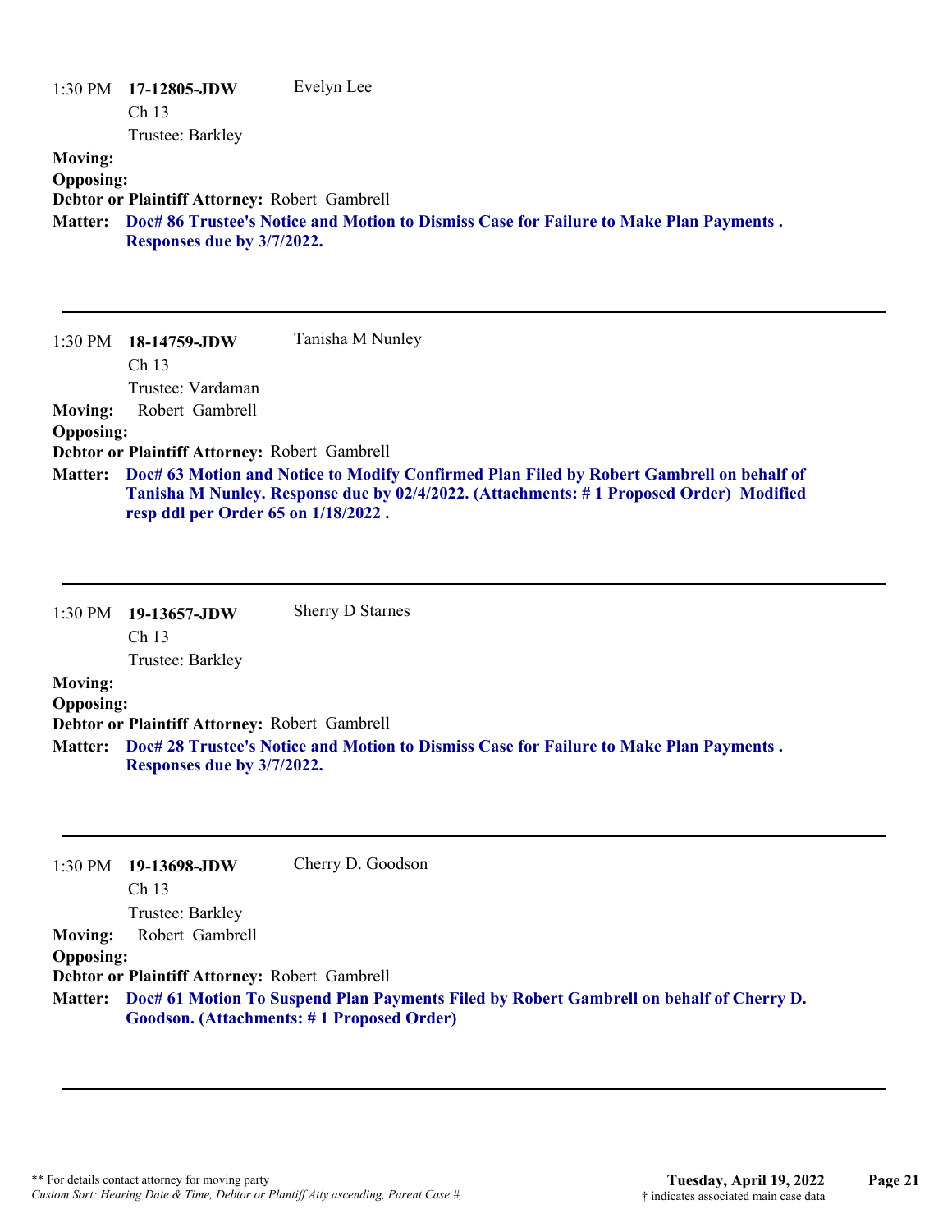1:30 PM **17-12805-JDW** Evelyn Lee
Ch 13
Trustee: Barkley

**Moving:**
**Opposing:**
**Debtor or Plaintiff Attorney:** Robert Gambrell
**Matter:** **Doc# 86 Trustee's Notice and Motion to Dismiss Case for Failure to Make Plan Payments . Responses due by 3/7/2022.**

---

1:30 PM **18-14759-JDW** Tanisha M Nunley
Ch 13
Trustee: Vardaman

**Moving:** Robert Gambrell
**Opposing:**
**Debtor or Plaintiff Attorney:** Robert Gambrell
**Matter:** **Doc# 63 Motion and Notice to Modify Confirmed Plan Filed by Robert Gambrell on behalf of Tanisha M Nunley. Response due by 02/4/2022. (Attachments: # 1 Proposed Order) Modified resp ddl per Order 65 on 1/18/2022 .**

---

1:30 PM **19-13657-JDW** Sherry D Starnes
Ch 13
Trustee: Barkley

**Moving:**
**Opposing:**
**Debtor or Plaintiff Attorney:** Robert Gambrell
**Matter:** **Doc# 28 Trustee's Notice and Motion to Dismiss Case for Failure to Make Plan Payments . Responses due by 3/7/2022.**

---

1:30 PM **19-13698-JDW** Cherry D. Goodson
Ch 13
Trustee: Barkley

**Moving:** Robert Gambrell
**Opposing:**
**Debtor or Plaintiff Attorney:** Robert Gambrell
**Matter:** **Doc# 61 Motion To Suspend Plan Payments Filed by Robert Gambrell on behalf of Cherry D. Goodson. (Attachments: # 1 Proposed Order)**

---

** For details contact attorney for moving party
*Custom Sort: Hearing Date & Time, Debtor or Plantiff Atty ascending, Parent Case #,*

**Tuesday, April 19, 2022**
† indicates associated main case data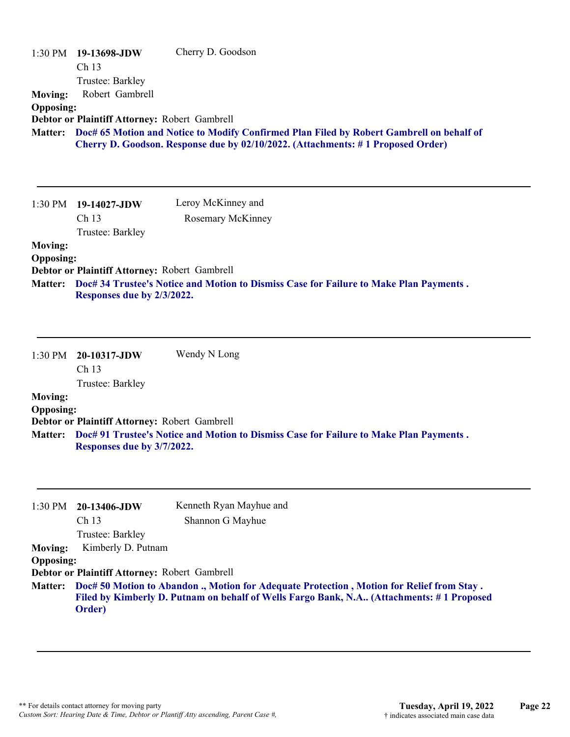1:30 PM **19-13698-JDW** Cherry D. Goodson
Ch 13
Trustee: Barkley

**Moving:** Robert Gambrell
**Opposing:**
**Debtor or Plaintiff Attorney:** Robert Gambrell
**Matter:** **Doc# 65 Motion and Notice to Modify Confirmed Plan Filed by Robert Gambrell on behalf of Cherry D. Goodson. Response due by 02/10/2022. (Attachments: # 1 Proposed Order)**

---

1:30 PM **19-14027-JDW** Leroy McKinney and
Rosemary McKinney
Ch 13
Trustee: Barkley

**Moving:**
**Opposing:**
**Debtor or Plaintiff Attorney:** Robert Gambrell
**Matter:** **Doc# 34 Trustee's Notice and Motion to Dismiss Case for Failure to Make Plan Payments . Responses due by 2/3/2022.**

---

1:30 PM **20-10317-JDW** Wendy N Long
Ch 13
Trustee: Barkley

**Moving:**
**Opposing:**
**Debtor or Plaintiff Attorney:** Robert Gambrell
**Matter:** **Doc# 91 Trustee's Notice and Motion to Dismiss Case for Failure to Make Plan Payments . Responses due by 3/7/2022.**

---

1:30 PM **20-13406-JDW** Kenneth Ryan Mayhue and
Shannon G Mayhue
Ch 13
Trustee: Barkley

**Moving:** Kimberly D. Putnam
**Opposing:**
**Debtor or Plaintiff Attorney:** Robert Gambrell
**Matter:** **Doc# 50 Motion to Abandon ., Motion for Adequate Protection , Motion for Relief from Stay . Filed by Kimberly D. Putnam on behalf of Wells Fargo Bank, N.A.. (Attachments: # 1 Proposed Order)**

---

** For details contact attorney for moving party
*Custom Sort: Hearing Date & Time, Debtor or Plantiff Atty ascending, Parent Case #,*

**Tuesday, April 19, 2022**
† indicates associated main case data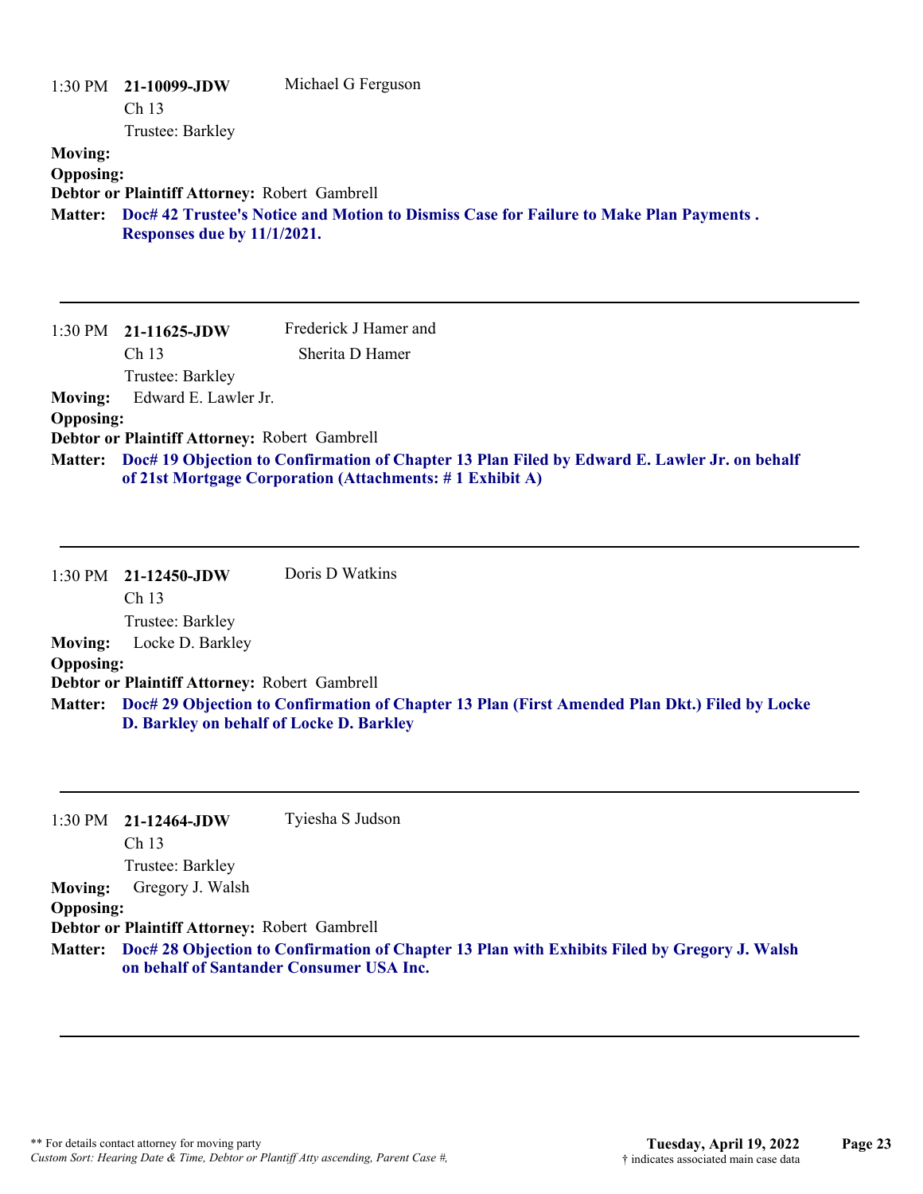1:30 PM **21-10099-JDW** Michael G Ferguson
Ch 13
Trustee: Barkley

**Moving:**
**Opposing:**
**Debtor or Plaintiff Attorney:** Robert Gambrell
**Matter:** **Doc# 42 Trustee's Notice and Motion to Dismiss Case for Failure to Make Plan Payments . Responses due by 11/1/2021.**

---

1:30 PM **21-11625-JDW** Frederick J Hamer and Sherita D Hamer
Ch 13
Trustee: Barkley

**Moving:** Edward E. Lawler Jr.
**Opposing:**
**Debtor or Plaintiff Attorney:** Robert Gambrell
**Matter:** **Doc# 19 Objection to Confirmation of Chapter 13 Plan Filed by Edward E. Lawler Jr. on behalf of 21st Mortgage Corporation (Attachments: # 1 Exhibit A)**

---

1:30 PM **21-12450-JDW** Doris D Watkins
Ch 13
Trustee: Barkley

**Moving:** Locke D. Barkley
**Opposing:**
**Debtor or Plaintiff Attorney:** Robert Gambrell
**Matter:** **Doc# 29 Objection to Confirmation of Chapter 13 Plan (First Amended Plan Dkt.) Filed by Locke D. Barkley on behalf of Locke D. Barkley**

---

1:30 PM **21-12464-JDW** Tyiesha S Judson
Ch 13
Trustee: Barkley

**Moving:** Gregory J. Walsh
**Opposing:**
**Debtor or Plaintiff Attorney:** Robert Gambrell
**Matter:** **Doc# 28 Objection to Confirmation of Chapter 13 Plan with Exhibits Filed by Gregory J. Walsh on behalf of Santander Consumer USA Inc.**

---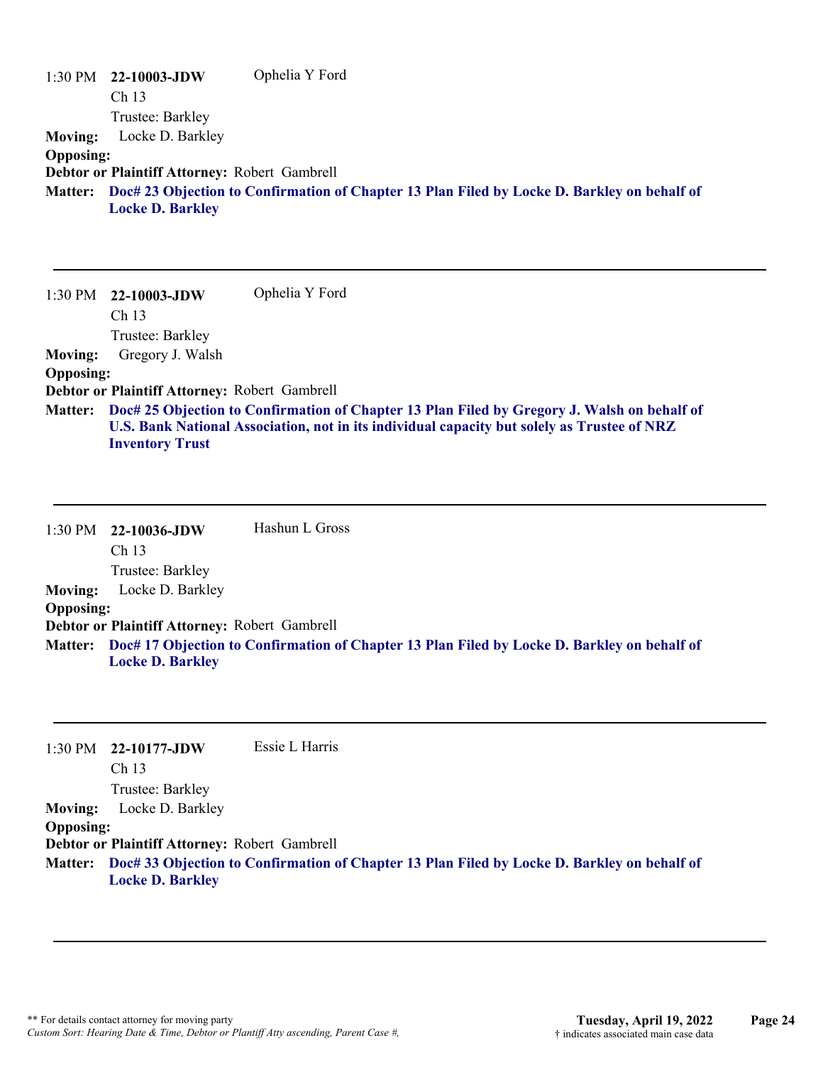1:30 PM **22-10003-JDW** Ophelia Y Ford
Ch 13
Trustee: Barkley

**Moving:** Locke D. Barkley
**Opposing:**
**Debtor or Plaintiff Attorney:** Robert Gambrell
**Matter:** **Doc# 23 Objection to Confirmation of Chapter 13 Plan Filed by Locke D. Barkley on behalf of Locke D. Barkley**

---

1:30 PM **22-10003-JDW** Ophelia Y Ford
Ch 13
Trustee: Barkley

**Moving:** Gregory J. Walsh
**Opposing:**
**Debtor or Plaintiff Attorney:** Robert Gambrell
**Matter:** **Doc# 25 Objection to Confirmation of Chapter 13 Plan Filed by Gregory J. Walsh on behalf of U.S. Bank National Association, not in its individual capacity but solely as Trustee of NRZ Inventory Trust**

---

1:30 PM **22-10036-JDW** Hashun L Gross
Ch 13
Trustee: Barkley

**Moving:** Locke D. Barkley
**Opposing:**
**Debtor or Plaintiff Attorney:** Robert Gambrell
**Matter:** **Doc# 17 Objection to Confirmation of Chapter 13 Plan Filed by Locke D. Barkley on behalf of Locke D. Barkley**

---

1:30 PM **22-10177-JDW** Essie L Harris
Ch 13
Trustee: Barkley

**Moving:** Locke D. Barkley
**Opposing:**
**Debtor or Plaintiff Attorney:** Robert Gambrell
**Matter:** **Doc# 33 Objection to Confirmation of Chapter 13 Plan Filed by Locke D. Barkley on behalf of Locke D. Barkley**

---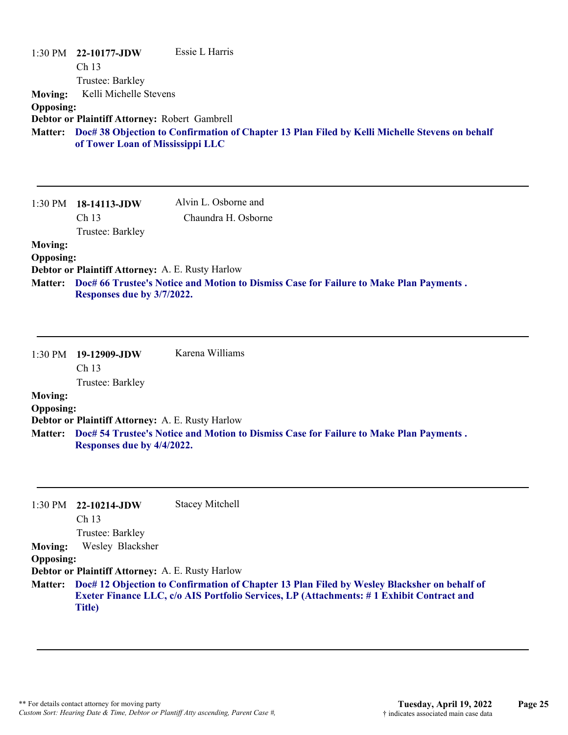1:30 PM **22-10177-JDW** Essie L Harris
Ch 13
Trustee: Barkley

**Moving:** Kelli Michelle Stevens
**Opposing:**
**Debtor or Plaintiff Attorney:** Robert Gambrell
**Matter:** **Doc# 38 Objection to Confirmation of Chapter 13 Plan Filed by Kelli Michelle Stevens on behalf of Tower Loan of Mississippi LLC**

---

1:30 PM **18-14113-JDW** Alvin L. Osborne and Chaundra H. Osborne
Ch 13
Trustee: Barkley

**Moving:**
**Opposing:**
**Debtor or Plaintiff Attorney:** A. E. Rusty Harlow
**Matter:** **Doc# 66 Trustee's Notice and Motion to Dismiss Case for Failure to Make Plan Payments . Responses due by 3/7/2022.**

---

1:30 PM **19-12909-JDW** Karena Williams
Ch 13
Trustee: Barkley

**Moving:**
**Opposing:**
**Debtor or Plaintiff Attorney:** A. E. Rusty Harlow
**Matter:** **Doc# 54 Trustee's Notice and Motion to Dismiss Case for Failure to Make Plan Payments . Responses due by 4/4/2022.**

---

1:30 PM **22-10214-JDW** Stacey Mitchell
Ch 13
Trustee: Barkley

**Moving:** Wesley Blacksher
**Opposing:**
**Debtor or Plaintiff Attorney:** A. E. Rusty Harlow
**Matter:** **Doc# 12 Objection to Confirmation of Chapter 13 Plan Filed by Wesley Blacksher on behalf of Exeter Finance LLC, c/o AIS Portfolio Services, LP (Attachments: # 1 Exhibit Contract and Title)**

---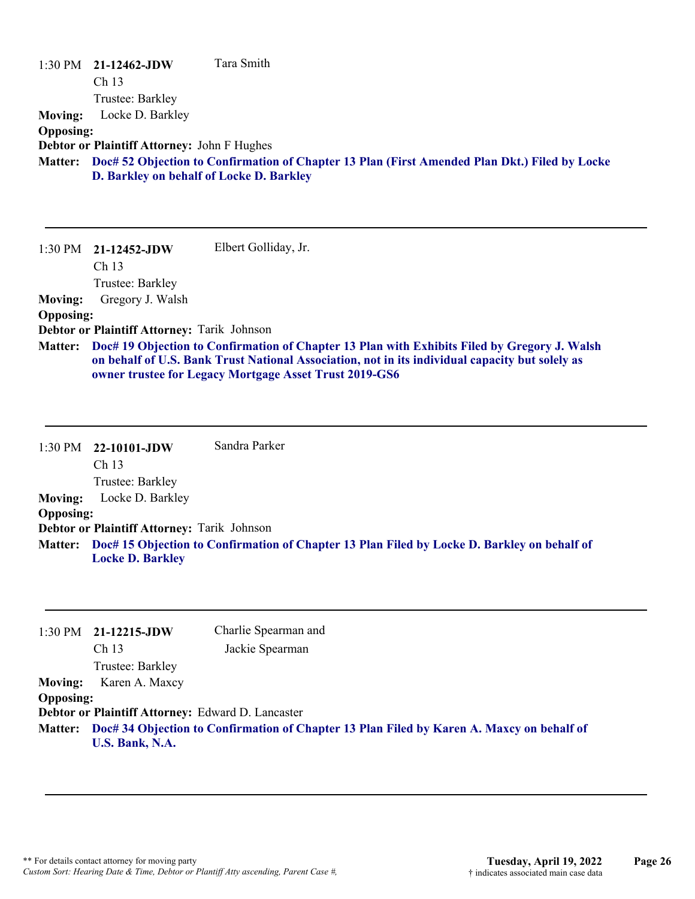1:30 PM **21-12462-JDW** Tara Smith
Ch 13
Trustee: Barkley

**Moving:** Locke D. Barkley
**Opposing:**
**Debtor or Plaintiff Attorney:** John F Hughes
**Matter:** **Doc# 52 Objection to Confirmation of Chapter 13 Plan (First Amended Plan Dkt.) Filed by Locke D. Barkley on behalf of Locke D. Barkley**

---

1:30 PM **21-12452-JDW** Elbert Golliday, Jr.
Ch 13
Trustee: Barkley

**Moving:** Gregory J. Walsh
**Opposing:**
**Debtor or Plaintiff Attorney:** Tarik Johnson
**Matter:** **Doc# 19 Objection to Confirmation of Chapter 13 Plan with Exhibits Filed by Gregory J. Walsh on behalf of U.S. Bank Trust National Association, not in its individual capacity but solely as owner trustee for Legacy Mortgage Asset Trust 2019-GS6**

---

1:30 PM **22-10101-JDW** Sandra Parker
Ch 13
Trustee: Barkley

**Moving:** Locke D. Barkley
**Opposing:**
**Debtor or Plaintiff Attorney:** Tarik Johnson
**Matter:** **Doc# 15 Objection to Confirmation of Chapter 13 Plan Filed by Locke D. Barkley on behalf of Locke D. Barkley**

---

1:30 PM **21-12215-JDW** Charlie Spearman and Jackie Spearman
Ch 13
Trustee: Barkley

**Moving:** Karen A. Maxcy
**Opposing:**
**Debtor or Plaintiff Attorney:** Edward D. Lancaster
**Matter:** **Doc# 34 Objection to Confirmation of Chapter 13 Plan Filed by Karen A. Maxcy on behalf of U.S. Bank, N.A.**

---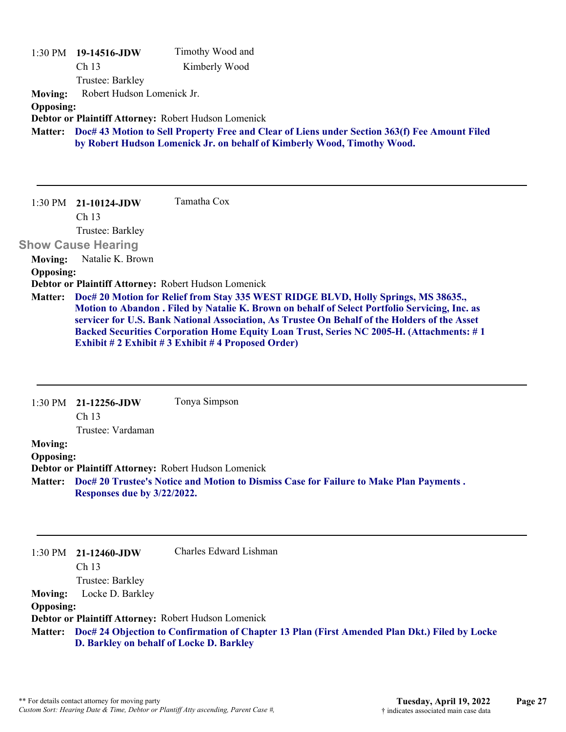1:30 PM **19-14516-JDW** Timothy Wood and Kimberly Wood
Ch 13
Trustee: Barkley

**Moving:** Robert Hudson Lomenick Jr.
**Opposing:**
**Debtor or Plaintiff Attorney:** Robert Hudson Lomenick
**Matter:** **Doc# 43 Motion to Sell Property Free and Clear of Liens under Section 363(f) Fee Amount Filed by Robert Hudson Lomenick Jr. on behalf of Kimberly Wood, Timothy Wood.**

---

1:30 PM **21-10124-JDW** Tamatha Cox
Ch 13
Trustee: Barkley

**Show Cause Hearing**

**Moving:** Natalie K. Brown
**Opposing:**
**Debtor or Plaintiff Attorney:** Robert Hudson Lomenick
**Matter:** **Doc# 20 Motion for Relief from Stay 335 WEST RIDGE BLVD, Holly Springs, MS 38635., Motion to Abandon . Filed by Natalie K. Brown on behalf of Select Portfolio Servicing, Inc. as servicer for U.S. Bank National Association, As Trustee On Behalf of the Holders of the Asset Backed Securities Corporation Home Equity Loan Trust, Series NC 2005-H. (Attachments: # 1 Exhibit # 2 Exhibit # 3 Exhibit # 4 Proposed Order)**

---

1:30 PM **21-12256-JDW** Tonya Simpson
Ch 13
Trustee: Vardaman

**Moving:**
**Opposing:**
**Debtor or Plaintiff Attorney:** Robert Hudson Lomenick
**Matter:** **Doc# 20 Trustee's Notice and Motion to Dismiss Case for Failure to Make Plan Payments . Responses due by 3/22/2022.**

---

1:30 PM **21-12460-JDW** Charles Edward Lishman
Ch 13
Trustee: Barkley

**Moving:** Locke D. Barkley
**Opposing:**
**Debtor or Plaintiff Attorney:** Robert Hudson Lomenick
**Matter:** **Doc# 24 Objection to Confirmation of Chapter 13 Plan (First Amended Plan Dkt.) Filed by Locke D. Barkley on behalf of Locke D. Barkley**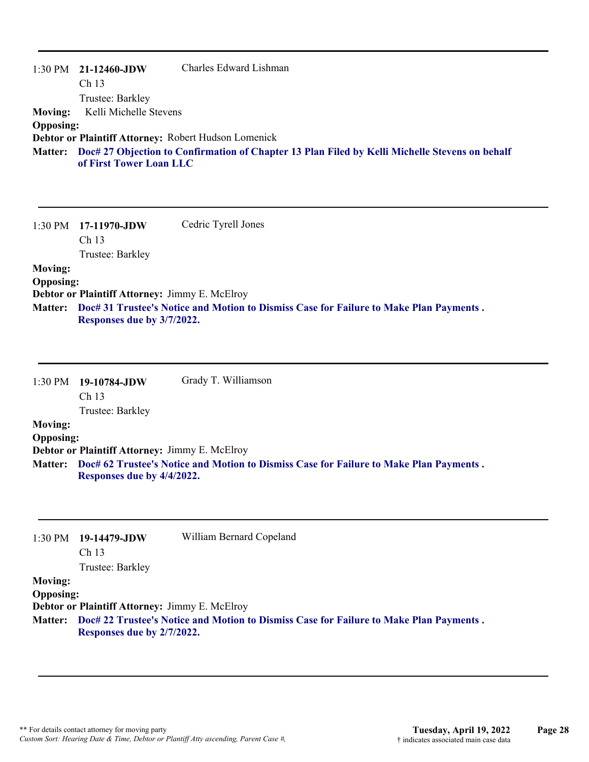---

1:30 PM **21-12460-JDW** Charles Edward Lishman
Ch 13
Trustee: Barkley

**Moving:** Kelli Michelle Stevens
**Opposing:**
**Debtor or Plaintiff Attorney:** Robert Hudson Lomenick
**Matter:** **Doc# 27 Objection to Confirmation of Chapter 13 Plan Filed by Kelli Michelle Stevens on behalf of First Tower Loan LLC**

---

1:30 PM **17-11970-JDW** Cedric Tyrell Jones
Ch 13
Trustee: Barkley

**Moving:**
**Opposing:**
**Debtor or Plaintiff Attorney:** Jimmy E. McElroy
**Matter:** **Doc# 31 Trustee's Notice and Motion to Dismiss Case for Failure to Make Plan Payments . Responses due by 3/7/2022.**

---

1:30 PM **19-10784-JDW** Grady T. Williamson
Ch 13
Trustee: Barkley

**Moving:**
**Opposing:**
**Debtor or Plaintiff Attorney:** Jimmy E. McElroy
**Matter:** **Doc# 62 Trustee's Notice and Motion to Dismiss Case for Failure to Make Plan Payments . Responses due by 4/4/2022.**

---

1:30 PM **19-14479-JDW** William Bernard Copeland
Ch 13
Trustee: Barkley

**Moving:**
**Opposing:**
**Debtor or Plaintiff Attorney:** Jimmy E. McElroy
**Matter:** **Doc# 22 Trustee's Notice and Motion to Dismiss Case for Failure to Make Plan Payments . Responses due by 2/7/2022.**

---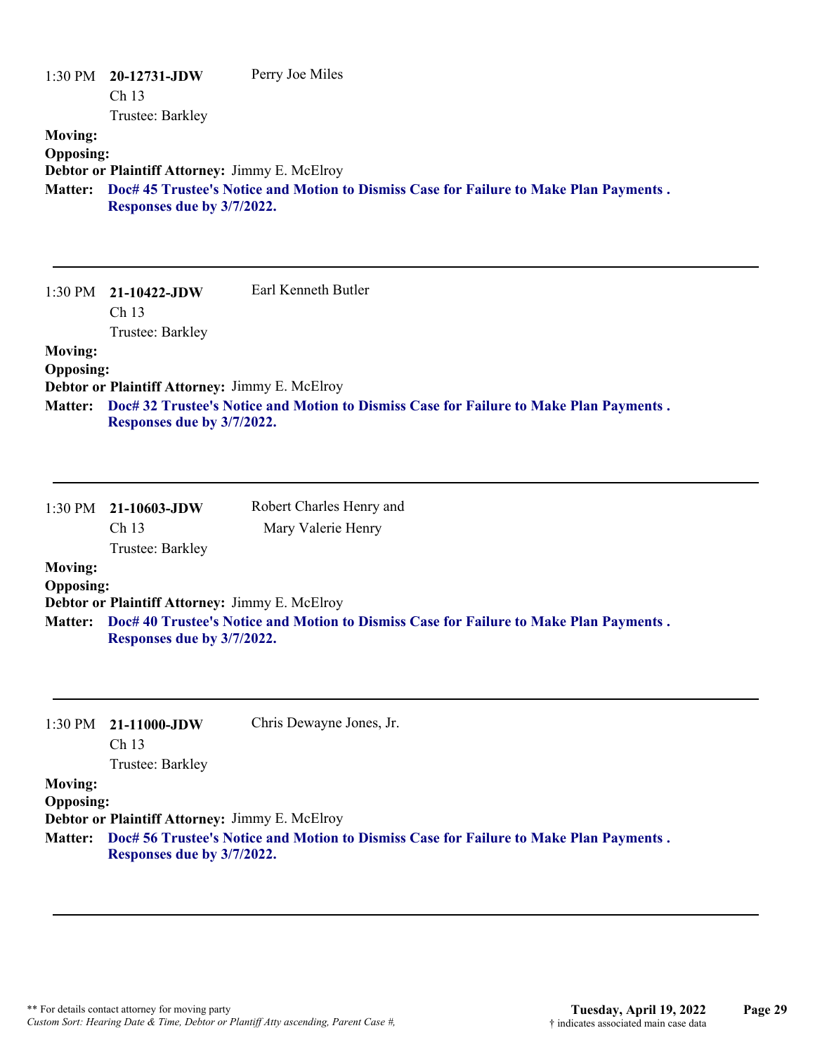1:30 PM **20-12731-JDW** Perry Joe Miles
Ch 13
Trustee: Barkley

**Moving:**
**Opposing:**
**Debtor or Plaintiff Attorney:** Jimmy E. McElroy
**Matter:** **Doc# 45 Trustee's Notice and Motion to Dismiss Case for Failure to Make Plan Payments . Responses due by 3/7/2022.**

---

1:30 PM **21-10422-JDW** Earl Kenneth Butler
Ch 13
Trustee: Barkley

**Moving:**
**Opposing:**
**Debtor or Plaintiff Attorney:** Jimmy E. McElroy
**Matter:** **Doc# 32 Trustee's Notice and Motion to Dismiss Case for Failure to Make Plan Payments . Responses due by 3/7/2022.**

---

1:30 PM **21-10603-JDW** Robert Charles Henry and Mary Valerie Henry
Ch 13
Trustee: Barkley

**Moving:**
**Opposing:**
**Debtor or Plaintiff Attorney:** Jimmy E. McElroy
**Matter:** **Doc# 40 Trustee's Notice and Motion to Dismiss Case for Failure to Make Plan Payments . Responses due by 3/7/2022.**

---

1:30 PM **21-11000-JDW** Chris Dewayne Jones, Jr.
Ch 13
Trustee: Barkley

**Moving:**
**Opposing:**
**Debtor or Plaintiff Attorney:** Jimmy E. McElroy
**Matter:** **Doc# 56 Trustee's Notice and Motion to Dismiss Case for Failure to Make Plan Payments . Responses due by 3/7/2022.**

---

** For details contact attorney for moving party
*Custom Sort: Hearing Date & Time, Debtor or Plantiff Atty ascending, Parent Case #,*

**Tuesday, April 19, 2022**
† indicates associated main case data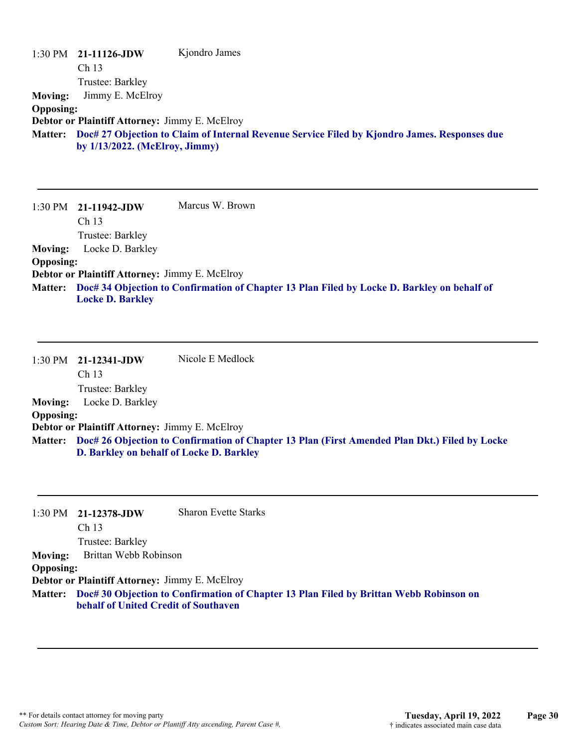1:30 PM **21-11126-JDW** Kjondro James
Ch 13
Trustee: Barkley

**Moving:** Jimmy E. McElroy
**Opposing:**
**Debtor or Plaintiff Attorney:** Jimmy E. McElroy
**Matter:** **Doc# 27 Objection to Claim of Internal Revenue Service Filed by Kjondro James. Responses due by 1/13/2022. (McElroy, Jimmy)**

---

1:30 PM **21-11942-JDW** Marcus W. Brown
Ch 13
Trustee: Barkley

**Moving:** Locke D. Barkley
**Opposing:**
**Debtor or Plaintiff Attorney:** Jimmy E. McElroy
**Matter:** **Doc# 34 Objection to Confirmation of Chapter 13 Plan Filed by Locke D. Barkley on behalf of Locke D. Barkley**

---

1:30 PM **21-12341-JDW** Nicole E Medlock
Ch 13
Trustee: Barkley

**Moving:** Locke D. Barkley
**Opposing:**
**Debtor or Plaintiff Attorney:** Jimmy E. McElroy
**Matter:** **Doc# 26 Objection to Confirmation of Chapter 13 Plan (First Amended Plan Dkt.) Filed by Locke D. Barkley on behalf of Locke D. Barkley**

---

1:30 PM **21-12378-JDW** Sharon Evette Starks
Ch 13
Trustee: Barkley

**Moving:** Brittan Webb Robinson
**Opposing:**
**Debtor or Plaintiff Attorney:** Jimmy E. McElroy
**Matter:** **Doc# 30 Objection to Confirmation of Chapter 13 Plan Filed by Brittan Webb Robinson on behalf of United Credit of Southaven**

---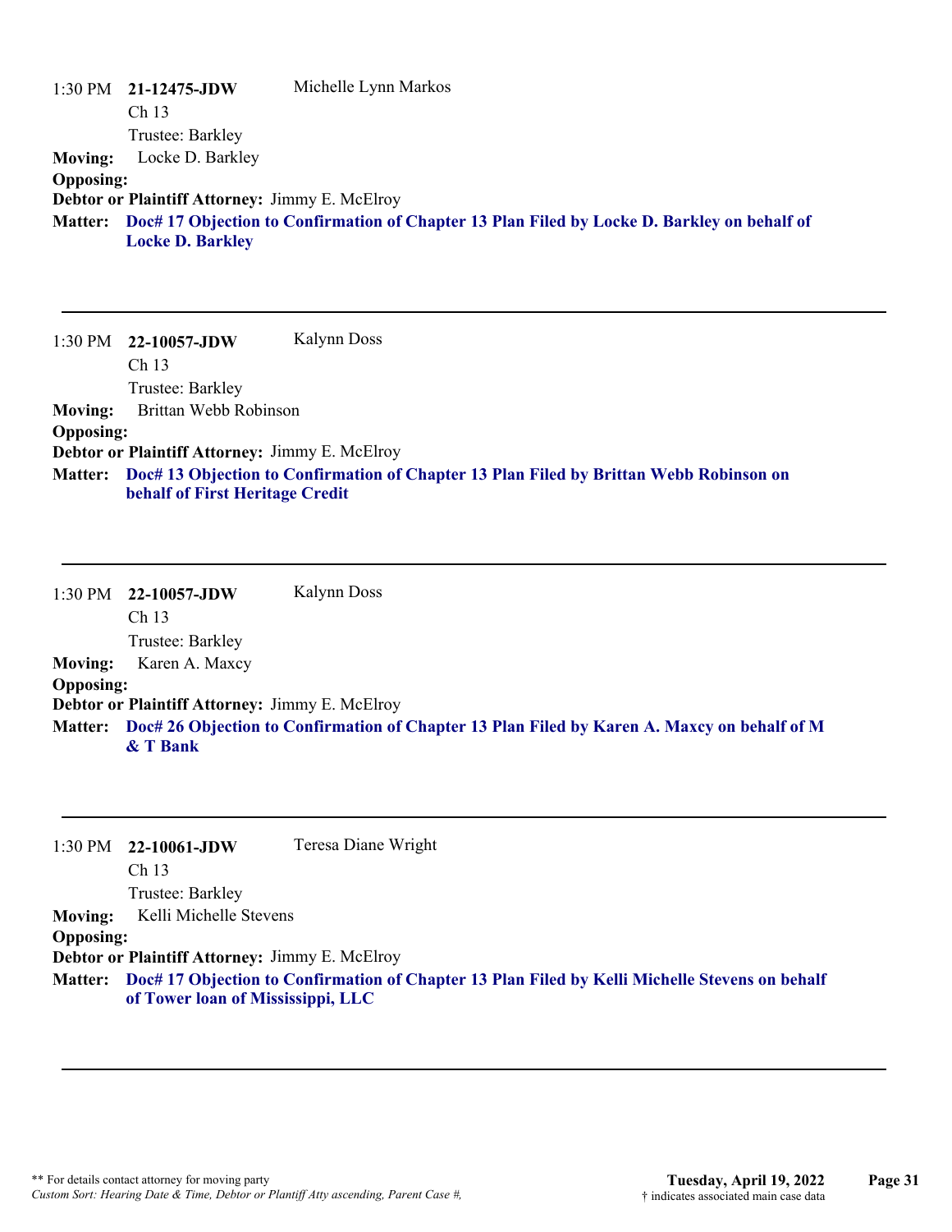1:30 PM **21-12475-JDW** Michelle Lynn Markos
Ch 13
Trustee: Barkley

**Moving:** Locke D. Barkley
**Opposing:**
**Debtor or Plaintiff Attorney:** Jimmy E. McElroy
**Matter:** **Doc# 17 Objection to Confirmation of Chapter 13 Plan Filed by Locke D. Barkley on behalf of Locke D. Barkley**

---

1:30 PM **22-10057-JDW** Kalynn Doss
Ch 13
Trustee: Barkley

**Moving:** Brittan Webb Robinson
**Opposing:**
**Debtor or Plaintiff Attorney:** Jimmy E. McElroy
**Matter:** **Doc# 13 Objection to Confirmation of Chapter 13 Plan Filed by Brittan Webb Robinson on behalf of First Heritage Credit**

---

1:30 PM **22-10057-JDW** Kalynn Doss
Ch 13
Trustee: Barkley

**Moving:** Karen A. Maxcy
**Opposing:**
**Debtor or Plaintiff Attorney:** Jimmy E. McElroy
**Matter:** **Doc# 26 Objection to Confirmation of Chapter 13 Plan Filed by Karen A. Maxcy on behalf of M & T Bank**

---

1:30 PM **22-10061-JDW** Teresa Diane Wright
Ch 13
Trustee: Barkley

**Moving:** Kelli Michelle Stevens
**Opposing:**
**Debtor or Plaintiff Attorney:** Jimmy E. McElroy
**Matter:** **Doc# 17 Objection to Confirmation of Chapter 13 Plan Filed by Kelli Michelle Stevens on behalf of Tower loan of Mississippi, LLC**

---

** For details contact attorney for moving party
*Custom Sort: Hearing Date & Time, Debtor or Plantiff Atty ascending, Parent Case #,*

**Tuesday, April 19, 2022**
† indicates associated main case data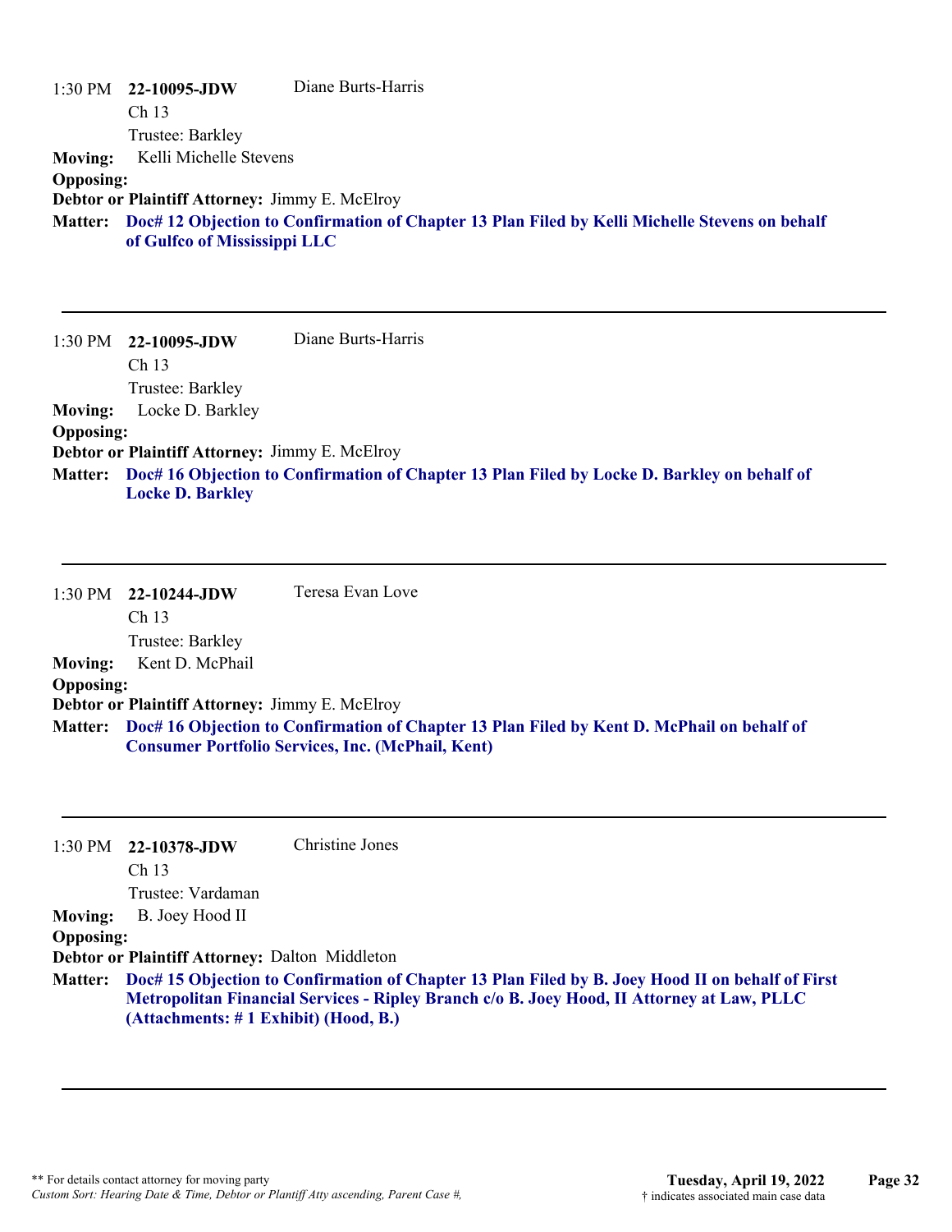1:30 PM **22-10095-JDW** Diane Burts-Harris
Ch 13
Trustee: Barkley

**Moving:** Kelli Michelle Stevens
**Opposing:**
**Debtor or Plaintiff Attorney:** Jimmy E. McElroy
**Matter:** **Doc# 12 Objection to Confirmation of Chapter 13 Plan Filed by Kelli Michelle Stevens on behalf of Gulfco of Mississippi LLC**

---

1:30 PM **22-10095-JDW** Diane Burts-Harris
Ch 13
Trustee: Barkley

**Moving:** Locke D. Barkley
**Opposing:**
**Debtor or Plaintiff Attorney:** Jimmy E. McElroy
**Matter:** **Doc# 16 Objection to Confirmation of Chapter 13 Plan Filed by Locke D. Barkley on behalf of Locke D. Barkley**

---

1:30 PM **22-10244-JDW** Teresa Evan Love
Ch 13
Trustee: Barkley

**Moving:** Kent D. McPhail
**Opposing:**
**Debtor or Plaintiff Attorney:** Jimmy E. McElroy
**Matter:** **Doc# 16 Objection to Confirmation of Chapter 13 Plan Filed by Kent D. McPhail on behalf of Consumer Portfolio Services, Inc. (McPhail, Kent)**

---

1:30 PM **22-10378-JDW** Christine Jones
Ch 13
Trustee: Vardaman

**Moving:** B. Joey Hood II
**Opposing:**
**Debtor or Plaintiff Attorney:** Dalton Middleton
**Matter:** **Doc# 15 Objection to Confirmation of Chapter 13 Plan Filed by B. Joey Hood II on behalf of First Metropolitan Financial Services - Ripley Branch c/o B. Joey Hood, II Attorney at Law, PLLC (Attachments: # 1 Exhibit) (Hood, B.)**

---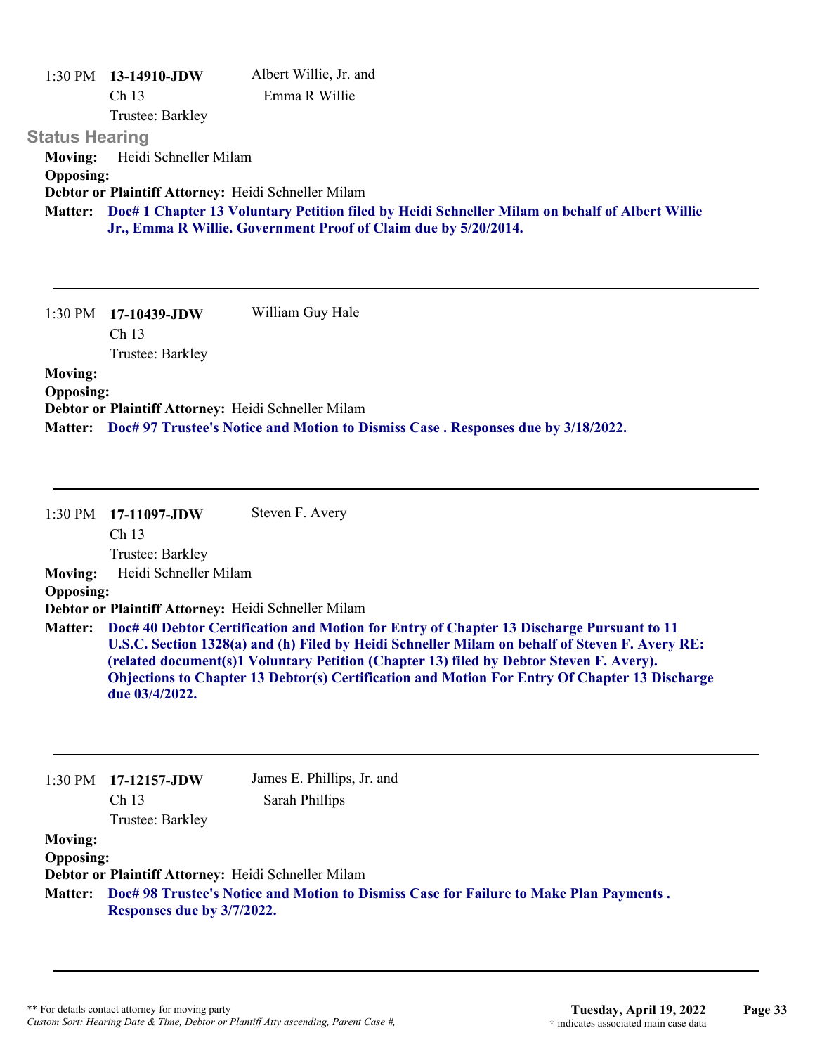1:30 PM **13-14910-JDW** Albert Willie, Jr. and Emma R Willie
Ch 13
Trustee: Barkley

### Status Hearing

**Moving:** Heidi Schneller Milam
**Opposing:**
**Debtor or Plaintiff Attorney:** Heidi Schneller Milam
**Matter:** **Doc# 1 Chapter 13 Voluntary Petition filed by Heidi Schneller Milam on behalf of Albert Willie Jr., Emma R Willie. Government Proof of Claim due by 5/20/2014.**

---

1:30 PM **17-10439-JDW** William Guy Hale
Ch 13
Trustee: Barkley

**Moving:**
**Opposing:**
**Debtor or Plaintiff Attorney:** Heidi Schneller Milam
**Matter:** **Doc# 97 Trustee's Notice and Motion to Dismiss Case . Responses due by 3/18/2022.**

---

1:30 PM **17-11097-JDW** Steven F. Avery
Ch 13
Trustee: Barkley

**Moving:** Heidi Schneller Milam
**Opposing:**
**Debtor or Plaintiff Attorney:** Heidi Schneller Milam
**Matter:** **Doc# 40 Debtor Certification and Motion for Entry of Chapter 13 Discharge Pursuant to 11 U.S.C. Section 1328(a) and (h) Filed by Heidi Schneller Milam on behalf of Steven F. Avery RE: (related document(s)1 Voluntary Petition (Chapter 13) filed by Debtor Steven F. Avery). Objections to Chapter 13 Debtor(s) Certification and Motion For Entry Of Chapter 13 Discharge due 03/4/2022.**

---

1:30 PM **17-12157-JDW** James E. Phillips, Jr. and Sarah Phillips
Ch 13
Trustee: Barkley

**Moving:**
**Opposing:**
**Debtor or Plaintiff Attorney:** Heidi Schneller Milam
**Matter:** **Doc# 98 Trustee's Notice and Motion to Dismiss Case for Failure to Make Plan Payments . Responses due by 3/7/2022.**

---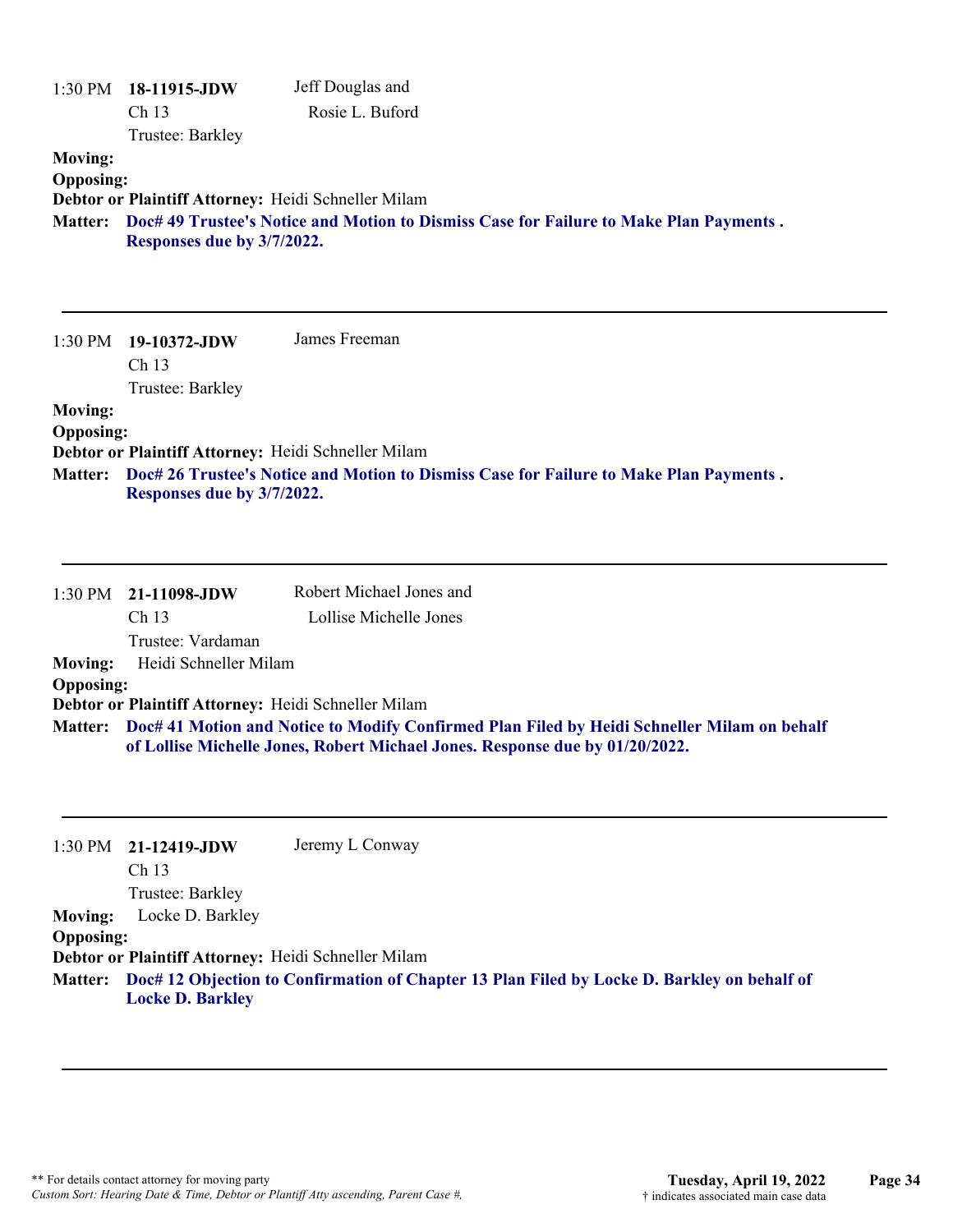1:30 PM **18-11915-JDW** Jeff Douglas and Rosie L. Buford
Ch 13
Trustee: Barkley

**Moving:**
**Opposing:**
**Debtor or Plaintiff Attorney:** Heidi Schneller Milam
**Matter:** **Doc# 49 Trustee's Notice and Motion to Dismiss Case for Failure to Make Plan Payments . Responses due by 3/7/2022.**

---

1:30 PM **19-10372-JDW** James Freeman
Ch 13
Trustee: Barkley

**Moving:**
**Opposing:**
**Debtor or Plaintiff Attorney:** Heidi Schneller Milam
**Matter:** **Doc# 26 Trustee's Notice and Motion to Dismiss Case for Failure to Make Plan Payments . Responses due by 3/7/2022.**

---

1:30 PM **21-11098-JDW** Robert Michael Jones and Lollise Michelle Jones
Ch 13
Trustee: Vardaman

**Moving:** Heidi Schneller Milam
**Opposing:**
**Debtor or Plaintiff Attorney:** Heidi Schneller Milam
**Matter:** **Doc# 41 Motion and Notice to Modify Confirmed Plan Filed by Heidi Schneller Milam on behalf of Lollise Michelle Jones, Robert Michael Jones. Response due by 01/20/2022.**

---

1:30 PM **21-12419-JDW** Jeremy L Conway
Ch 13
Trustee: Barkley

**Moving:** Locke D. Barkley
**Opposing:**
**Debtor or Plaintiff Attorney:** Heidi Schneller Milam
**Matter:** **Doc# 12 Objection to Confirmation of Chapter 13 Plan Filed by Locke D. Barkley on behalf of Locke D. Barkley**

---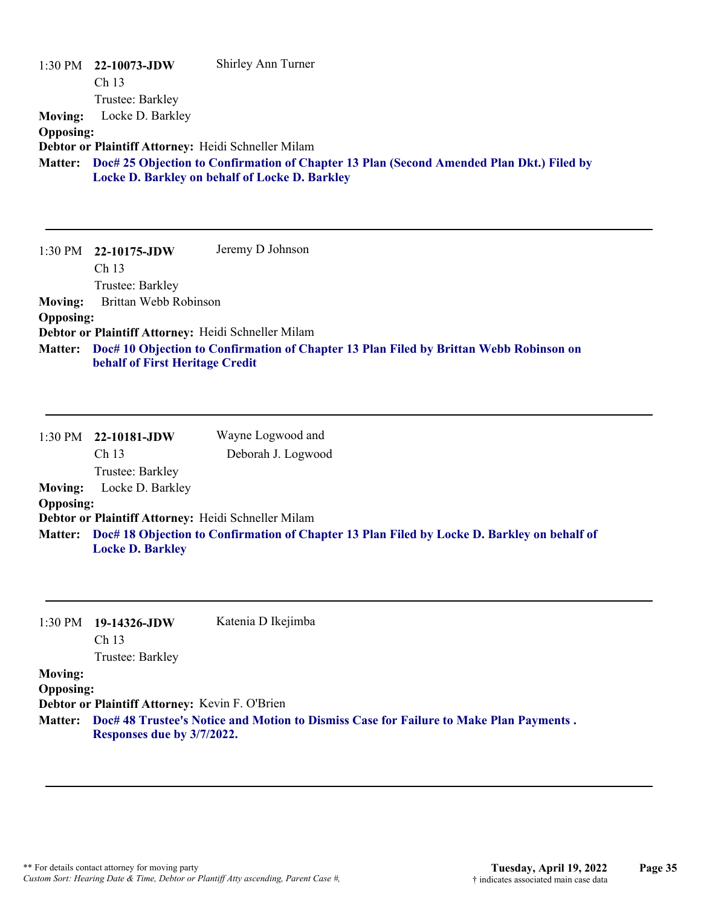1:30 PM **22-10073-JDW** Shirley Ann Turner
Ch 13
Trustee: Barkley

**Moving:** Locke D. Barkley
**Opposing:**
**Debtor or Plaintiff Attorney:** Heidi Schneller Milam
**Matter:** **Doc# 25 Objection to Confirmation of Chapter 13 Plan (Second Amended Plan Dkt.) Filed by Locke D. Barkley on behalf of Locke D. Barkley**

---

1:30 PM **22-10175-JDW** Jeremy D Johnson
Ch 13
Trustee: Barkley

**Moving:** Brittan Webb Robinson
**Opposing:**
**Debtor or Plaintiff Attorney:** Heidi Schneller Milam
**Matter:** **Doc# 10 Objection to Confirmation of Chapter 13 Plan Filed by Brittan Webb Robinson on behalf of First Heritage Credit**

---

1:30 PM **22-10181-JDW** Wayne Logwood and Deborah J. Logwood
Ch 13
Trustee: Barkley

**Moving:** Locke D. Barkley
**Opposing:**
**Debtor or Plaintiff Attorney:** Heidi Schneller Milam
**Matter:** **Doc# 18 Objection to Confirmation of Chapter 13 Plan Filed by Locke D. Barkley on behalf of Locke D. Barkley**

---

1:30 PM **19-14326-JDW** Katenia D Ikejimba
Ch 13
Trustee: Barkley

**Moving:**
**Opposing:**
**Debtor or Plaintiff Attorney:** Kevin F. O'Brien
**Matter:** **Doc# 48 Trustee's Notice and Motion to Dismiss Case for Failure to Make Plan Payments . Responses due by 3/7/2022.**

---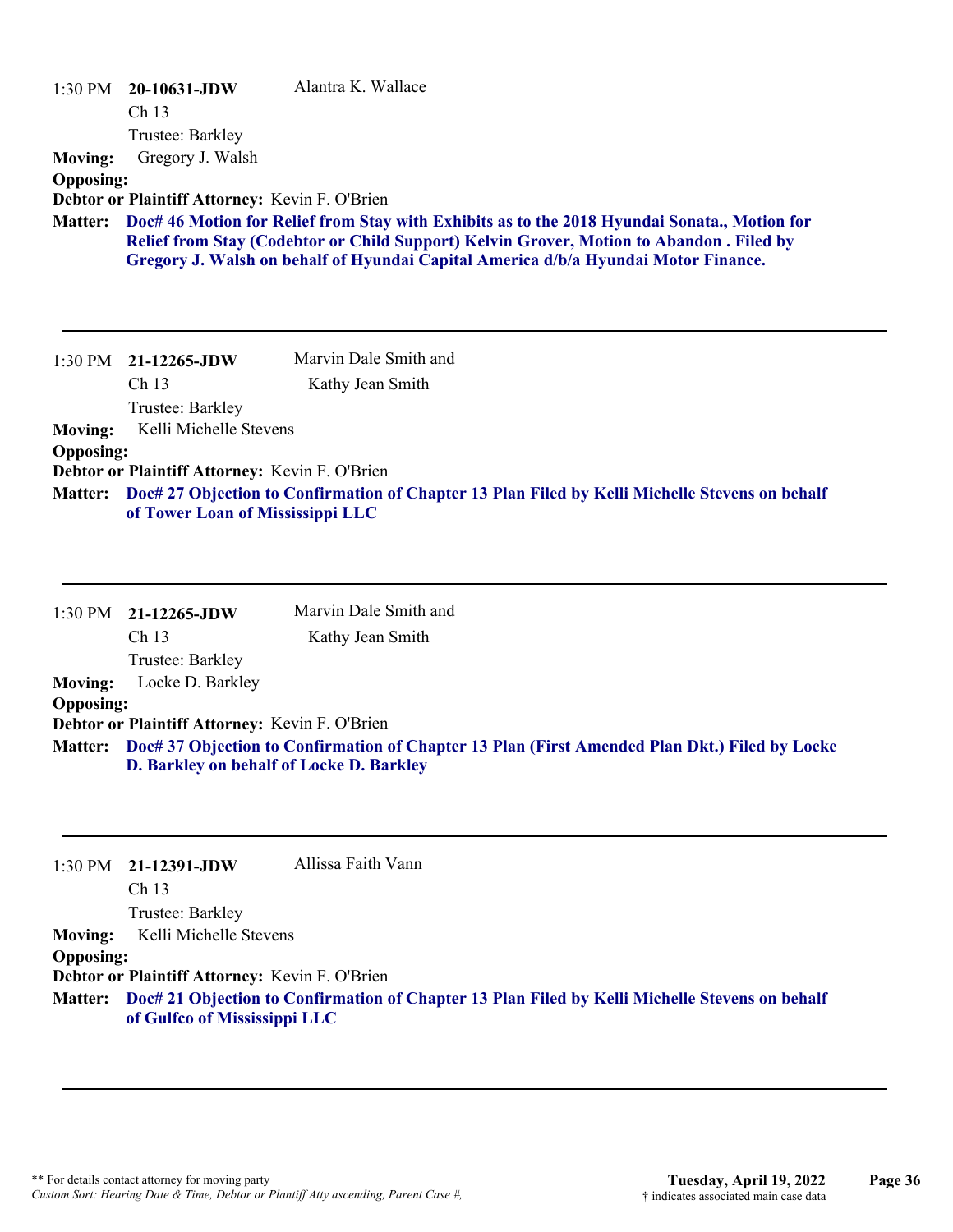1:30 PM **20-10631-JDW** Alantra K. Wallace
Ch 13
Trustee: Barkley

**Moving:** Gregory J. Walsh
**Opposing:**
**Debtor or Plaintiff Attorney:** Kevin F. O'Brien
**Matter:** **Doc# 46 Motion for Relief from Stay with Exhibits as to the 2018 Hyundai Sonata., Motion for Relief from Stay (Codebtor or Child Support) Kelvin Grover, Motion to Abandon . Filed by Gregory J. Walsh on behalf of Hyundai Capital America d/b/a Hyundai Motor Finance.**

---

1:30 PM **21-12265-JDW** Marvin Dale Smith and Kathy Jean Smith
Ch 13
Trustee: Barkley

**Moving:** Kelli Michelle Stevens
**Opposing:**
**Debtor or Plaintiff Attorney:** Kevin F. O'Brien
**Matter:** **Doc# 27 Objection to Confirmation of Chapter 13 Plan Filed by Kelli Michelle Stevens on behalf of Tower Loan of Mississippi LLC**

---

1:30 PM **21-12265-JDW** Marvin Dale Smith and Kathy Jean Smith
Ch 13
Trustee: Barkley

**Moving:** Locke D. Barkley
**Opposing:**
**Debtor or Plaintiff Attorney:** Kevin F. O'Brien
**Matter:** **Doc# 37 Objection to Confirmation of Chapter 13 Plan (First Amended Plan Dkt.) Filed by Locke D. Barkley on behalf of Locke D. Barkley**

---

1:30 PM **21-12391-JDW** Allissa Faith Vann
Ch 13
Trustee: Barkley

**Moving:** Kelli Michelle Stevens
**Opposing:**
**Debtor or Plaintiff Attorney:** Kevin F. O'Brien
**Matter:** **Doc# 21 Objection to Confirmation of Chapter 13 Plan Filed by Kelli Michelle Stevens on behalf of Gulfco of Mississippi LLC**

---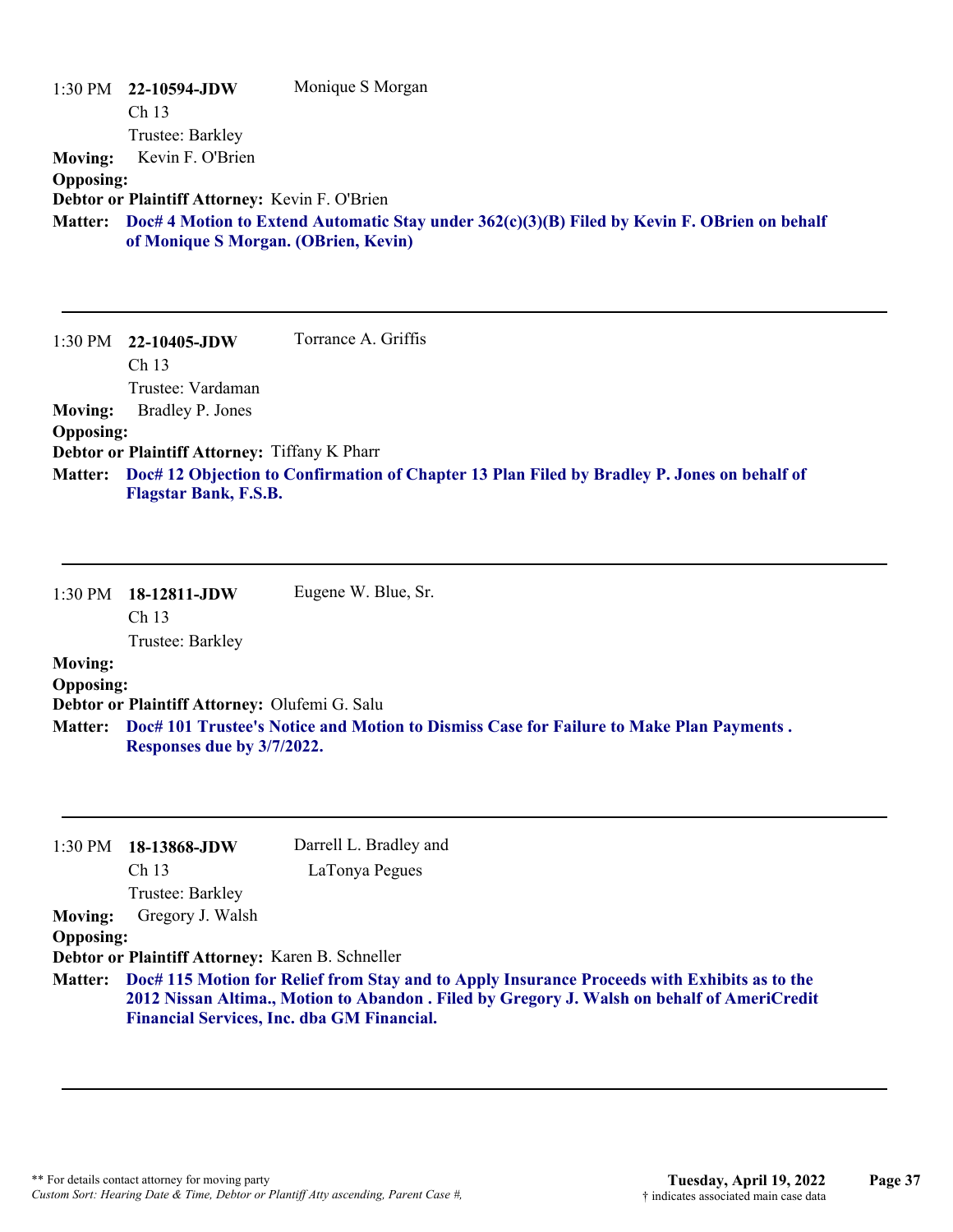1:30 PM **22-10594-JDW** Monique S Morgan
Ch 13
Trustee: Barkley

**Moving:** Kevin F. O'Brien
**Opposing:**
**Debtor or Plaintiff Attorney:** Kevin F. O'Brien
**Matter:** **Doc# 4 Motion to Extend Automatic Stay under 362(c)(3)(B) Filed by Kevin F. OBrien on behalf of Monique S Morgan. (OBrien, Kevin)**

---

1:30 PM **22-10405-JDW** Torrance A. Griffis
Ch 13
Trustee: Vardaman

**Moving:** Bradley P. Jones
**Opposing:**
**Debtor or Plaintiff Attorney:** Tiffany K Pharr
**Matter:** **Doc# 12 Objection to Confirmation of Chapter 13 Plan Filed by Bradley P. Jones on behalf of Flagstar Bank, F.S.B.**

---

1:30 PM **18-12811-JDW** Eugene W. Blue, Sr.
Ch 13
Trustee: Barkley

**Moving:**
**Opposing:**
**Debtor or Plaintiff Attorney:** Olufemi G. Salu
**Matter:** **Doc# 101 Trustee's Notice and Motion to Dismiss Case for Failure to Make Plan Payments . Responses due by 3/7/2022.**

---

1:30 PM **18-13868-JDW** Darrell L. Bradley and LaTonya Pegues
Ch 13
Trustee: Barkley

**Moving:** Gregory J. Walsh
**Opposing:**
**Debtor or Plaintiff Attorney:** Karen B. Schneller
**Matter:** **Doc# 115 Motion for Relief from Stay and to Apply Insurance Proceeds with Exhibits as to the 2012 Nissan Altima., Motion to Abandon . Filed by Gregory J. Walsh on behalf of AmeriCredit Financial Services, Inc. dba GM Financial.**

---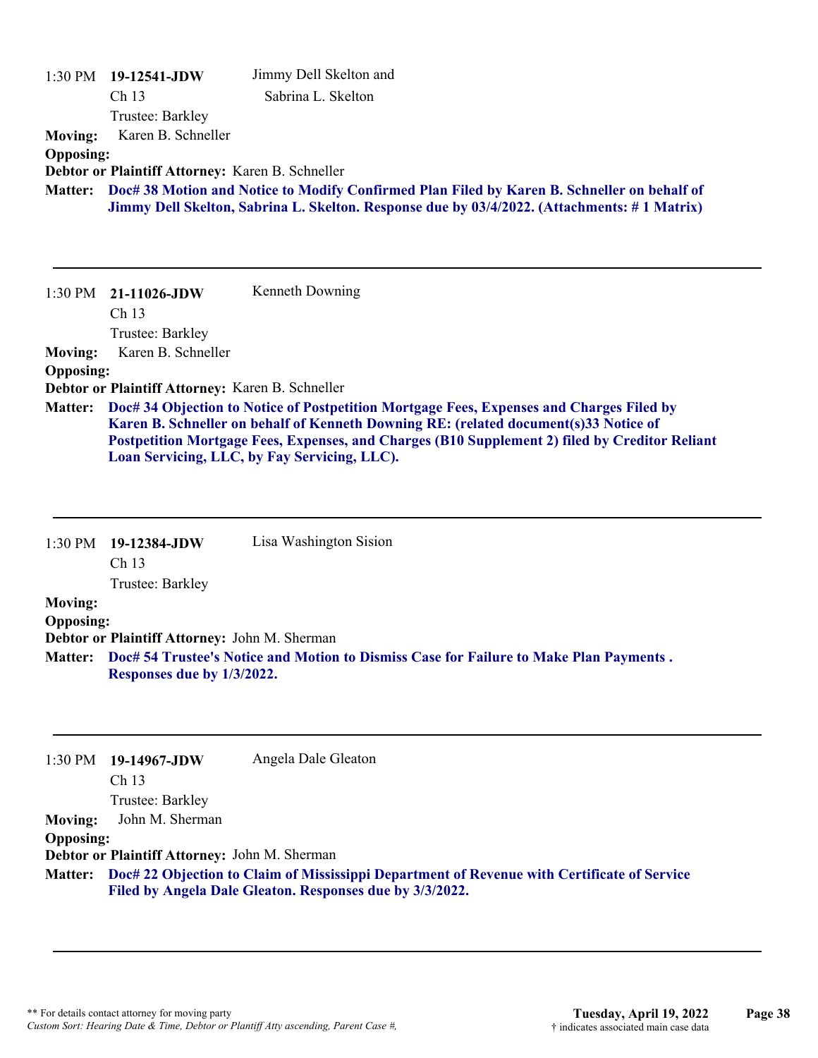1:30 PM **19-12541-JDW** Jimmy Dell Skelton and Sabrina L. Skelton

Ch 13

Trustee: Barkley

**Moving:** Karen B. Schneller

**Opposing:**

**Debtor or Plaintiff Attorney:** Karen B. Schneller

**Matter:** **Doc# 38 Motion and Notice to Modify Confirmed Plan Filed by Karen B. Schneller on behalf of Jimmy Dell Skelton, Sabrina L. Skelton. Response due by 03/4/2022. (Attachments: # 1 Matrix)**

---

1:30 PM **21-11026-JDW** Kenneth Downing

Ch 13

Trustee: Barkley

**Moving:** Karen B. Schneller

**Opposing:**

**Debtor or Plaintiff Attorney:** Karen B. Schneller

**Matter:** **Doc# 34 Objection to Notice of Postpetition Mortgage Fees, Expenses and Charges Filed by Karen B. Schneller on behalf of Kenneth Downing RE: (related document(s)33 Notice of Postpetition Mortgage Fees, Expenses, and Charges (B10 Supplement 2) filed by Creditor Reliant Loan Servicing, LLC, by Fay Servicing, LLC).**

---

1:30 PM **19-12384-JDW** Lisa Washington Sision

Ch 13

Trustee: Barkley

**Moving:**

**Opposing:**

**Debtor or Plaintiff Attorney:** John M. Sherman

**Matter:** **Doc# 54 Trustee's Notice and Motion to Dismiss Case for Failure to Make Plan Payments . Responses due by 1/3/2022.**

---

1:30 PM **19-14967-JDW** Angela Dale Gleaton

Ch 13

Trustee: Barkley

**Moving:** John M. Sherman

**Opposing:**

**Debtor or Plaintiff Attorney:** John M. Sherman

**Matter:** **Doc# 22 Objection to Claim of Mississippi Department of Revenue with Certificate of Service Filed by Angela Dale Gleaton. Responses due by 3/3/2022.**

---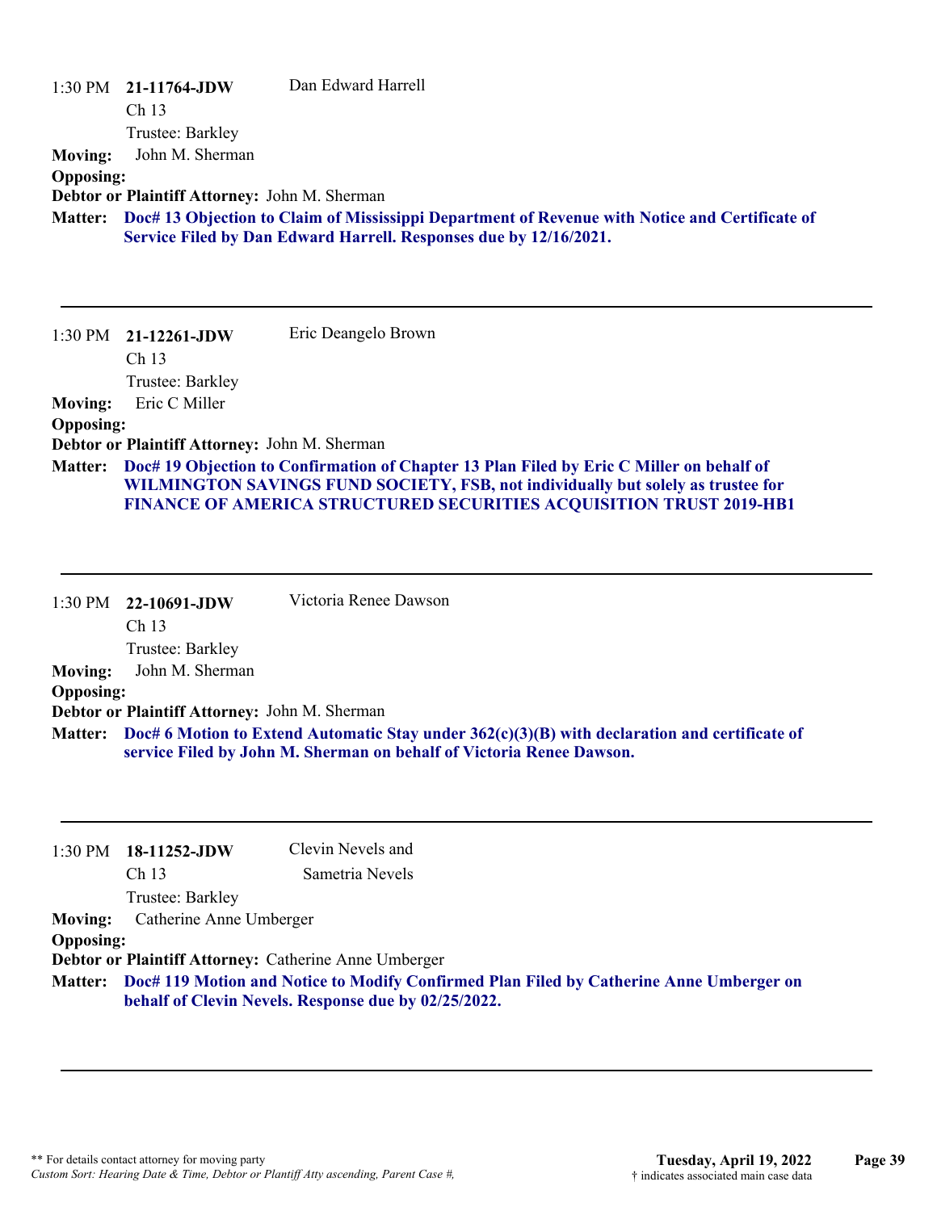1:30 PM **21-11764-JDW** Dan Edward Harrell
Ch 13
Trustee: Barkley

**Moving:** John M. Sherman
**Opposing:**
**Debtor or Plaintiff Attorney:** John M. Sherman
**Matter:** **Doc# 13 Objection to Claim of Mississippi Department of Revenue with Notice and Certificate of Service Filed by Dan Edward Harrell. Responses due by 12/16/2021.**

---

1:30 PM **21-12261-JDW** Eric Deangelo Brown
Ch 13
Trustee: Barkley

**Moving:** Eric C Miller
**Opposing:**
**Debtor or Plaintiff Attorney:** John M. Sherman
**Matter:** **Doc# 19 Objection to Confirmation of Chapter 13 Plan Filed by Eric C Miller on behalf of WILMINGTON SAVINGS FUND SOCIETY, FSB, not individually but solely as trustee for FINANCE OF AMERICA STRUCTURED SECURITIES ACQUISITION TRUST 2019-HB1**

---

1:30 PM **22-10691-JDW** Victoria Renee Dawson
Ch 13
Trustee: Barkley

**Moving:** John M. Sherman
**Opposing:**
**Debtor or Plaintiff Attorney:** John M. Sherman
**Matter:** **Doc# 6 Motion to Extend Automatic Stay under 362(c)(3)(B) with declaration and certificate of service Filed by John M. Sherman on behalf of Victoria Renee Dawson.**

---

1:30 PM **18-11252-JDW** Clevin Nevels and Sametria Nevels
Ch 13
Trustee: Barkley

**Moving:** Catherine Anne Umberger
**Opposing:**
**Debtor or Plaintiff Attorney:** Catherine Anne Umberger
**Matter:** **Doc# 119 Motion and Notice to Modify Confirmed Plan Filed by Catherine Anne Umberger on behalf of Clevin Nevels. Response due by 02/25/2022.**

---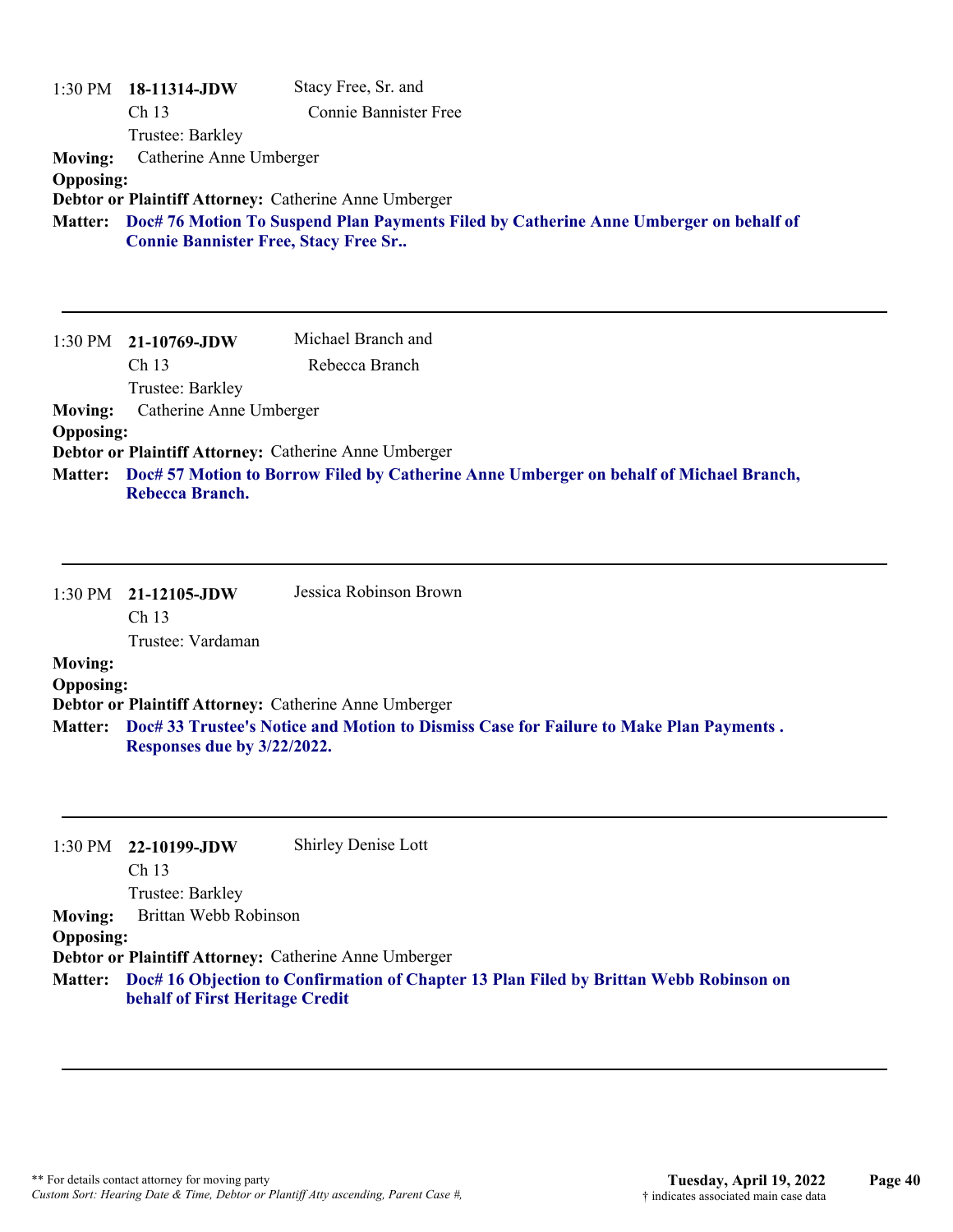1:30 PM **18-11314-JDW** Stacy Free, Sr. and Connie Bannister Free
Ch 13
Trustee: Barkley

**Moving:** Catherine Anne Umberger
**Opposing:**
**Debtor or Plaintiff Attorney:** Catherine Anne Umberger
**Matter:** **Doc# 76 Motion To Suspend Plan Payments Filed by Catherine Anne Umberger on behalf of Connie Bannister Free, Stacy Free Sr..**

---

1:30 PM **21-10769-JDW** Michael Branch and Rebecca Branch
Ch 13
Trustee: Barkley

**Moving:** Catherine Anne Umberger
**Opposing:**
**Debtor or Plaintiff Attorney:** Catherine Anne Umberger
**Matter:** **Doc# 57 Motion to Borrow Filed by Catherine Anne Umberger on behalf of Michael Branch, Rebecca Branch.**

---

1:30 PM **21-12105-JDW** Jessica Robinson Brown
Ch 13
Trustee: Vardaman

**Moving:**
**Opposing:**
**Debtor or Plaintiff Attorney:** Catherine Anne Umberger
**Matter:** **Doc# 33 Trustee's Notice and Motion to Dismiss Case for Failure to Make Plan Payments . Responses due by 3/22/2022.**

---

1:30 PM **22-10199-JDW** Shirley Denise Lott
Ch 13
Trustee: Barkley

**Moving:** Brittan Webb Robinson
**Opposing:**
**Debtor or Plaintiff Attorney:** Catherine Anne Umberger
**Matter:** **Doc# 16 Objection to Confirmation of Chapter 13 Plan Filed by Brittan Webb Robinson on behalf of First Heritage Credit**

---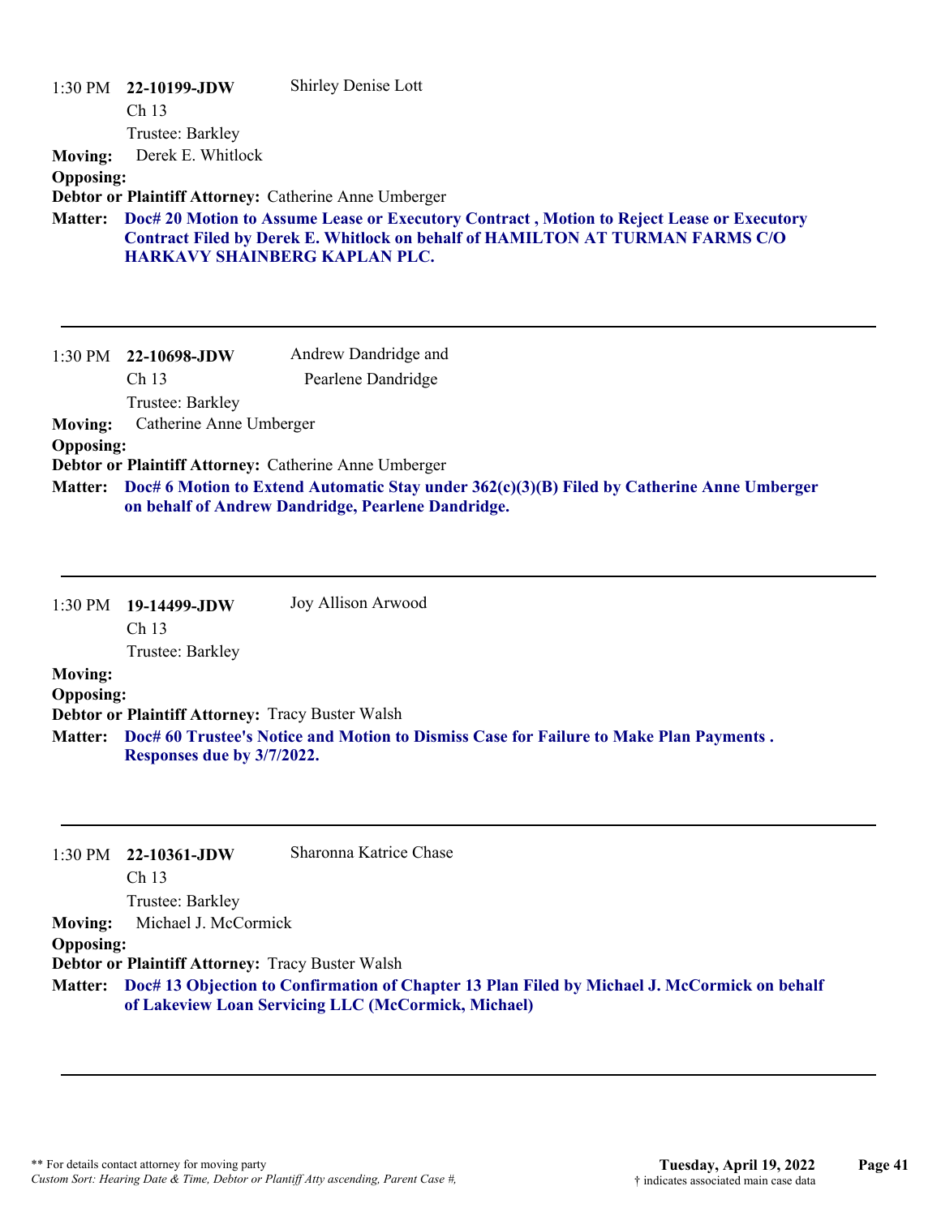1:30 PM **22-10199-JDW** Shirley Denise Lott
Ch 13
Trustee: Barkley

**Moving:** Derek E. Whitlock

**Opposing:**

**Debtor or Plaintiff Attorney:** Catherine Anne Umberger

**Matter:** **Doc# 20 Motion to Assume Lease or Executory Contract , Motion to Reject Lease or Executory Contract Filed by Derek E. Whitlock on behalf of HAMILTON AT TURMAN FARMS C/O HARKAVY SHAINBERG KAPLAN PLC.**

---

1:30 PM **22-10698-JDW** Andrew Dandridge and Pearlene Dandridge
Ch 13
Trustee: Barkley

**Moving:** Catherine Anne Umberger

**Opposing:**

**Debtor or Plaintiff Attorney:** Catherine Anne Umberger

**Matter:** **Doc# 6 Motion to Extend Automatic Stay under 362(c)(3)(B) Filed by Catherine Anne Umberger on behalf of Andrew Dandridge, Pearlene Dandridge.**

---

1:30 PM **19-14499-JDW** Joy Allison Arwood
Ch 13
Trustee: Barkley

**Moving:**

**Opposing:**

**Debtor or Plaintiff Attorney:** Tracy Buster Walsh

**Matter:** **Doc# 60 Trustee's Notice and Motion to Dismiss Case for Failure to Make Plan Payments . Responses due by 3/7/2022.**

---

1:30 PM **22-10361-JDW** Sharonna Katrice Chase
Ch 13
Trustee: Barkley

**Moving:** Michael J. McCormick

**Opposing:**

**Debtor or Plaintiff Attorney:** Tracy Buster Walsh

**Matter:** **Doc# 13 Objection to Confirmation of Chapter 13 Plan Filed by Michael J. McCormick on behalf of Lakeview Loan Servicing LLC (McCormick, Michael)**

---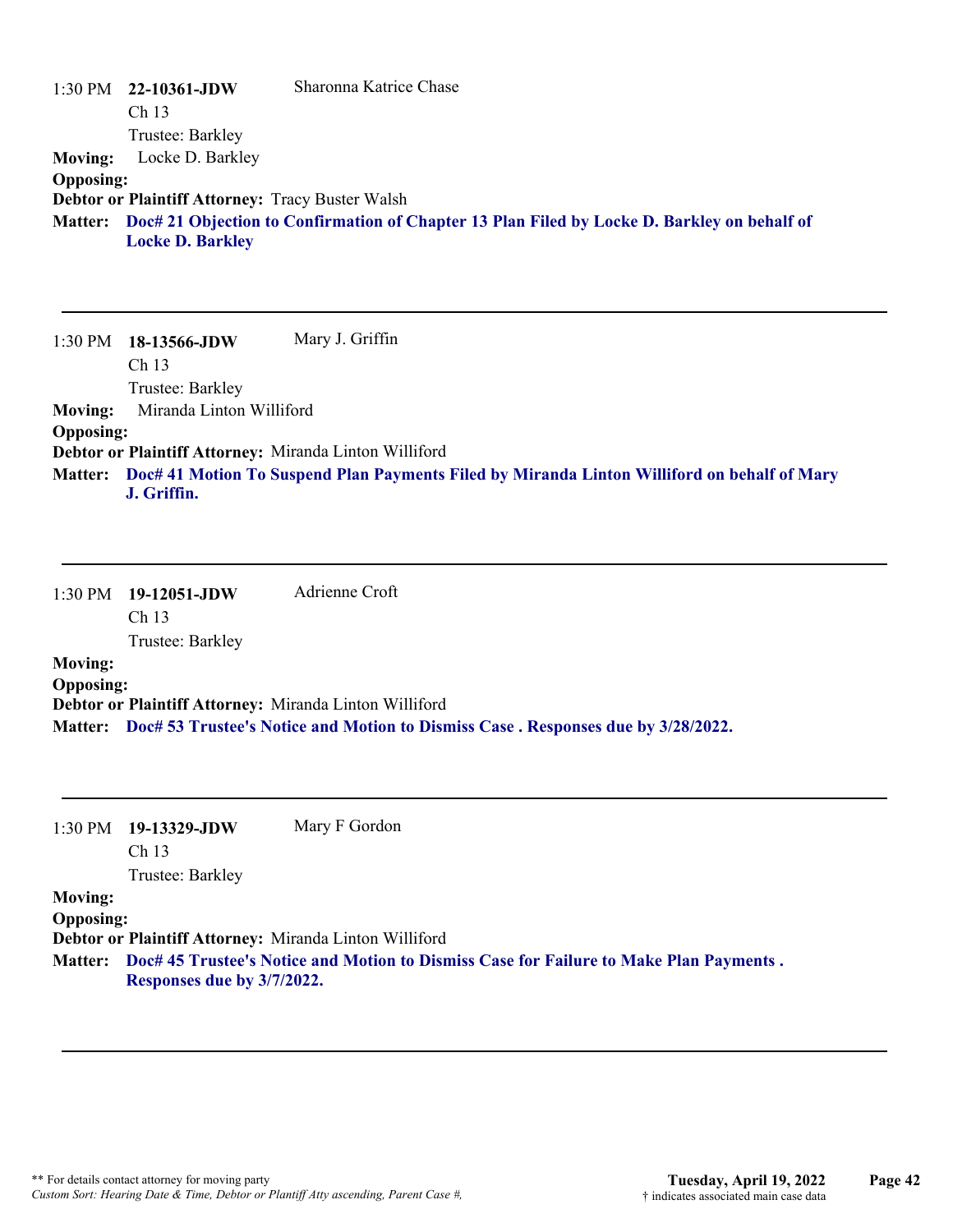1:30 PM **22-10361-JDW** Sharonna Katrice Chase
Ch 13
Trustee: Barkley

**Moving:** Locke D. Barkley

**Opposing:**

**Debtor or Plaintiff Attorney:** Tracy Buster Walsh

**Matter:** **Doc# 21 Objection to Confirmation of Chapter 13 Plan Filed by Locke D. Barkley on behalf of Locke D. Barkley**

---

1:30 PM **18-13566-JDW** Mary J. Griffin
Ch 13
Trustee: Barkley

**Moving:** Miranda Linton Williford

**Opposing:**

**Debtor or Plaintiff Attorney:** Miranda Linton Williford

**Matter:** **Doc# 41 Motion To Suspend Plan Payments Filed by Miranda Linton Williford on behalf of Mary J. Griffin.**

---

1:30 PM **19-12051-JDW** Adrienne Croft
Ch 13
Trustee: Barkley

**Moving:**

**Opposing:**

**Debtor or Plaintiff Attorney:** Miranda Linton Williford

**Matter:** **Doc# 53 Trustee's Notice and Motion to Dismiss Case . Responses due by 3/28/2022.**

---

1:30 PM **19-13329-JDW** Mary F Gordon
Ch 13
Trustee: Barkley

**Moving:**

**Opposing:**

**Debtor or Plaintiff Attorney:** Miranda Linton Williford

**Matter:** **Doc# 45 Trustee's Notice and Motion to Dismiss Case for Failure to Make Plan Payments . Responses due by 3/7/2022.**

---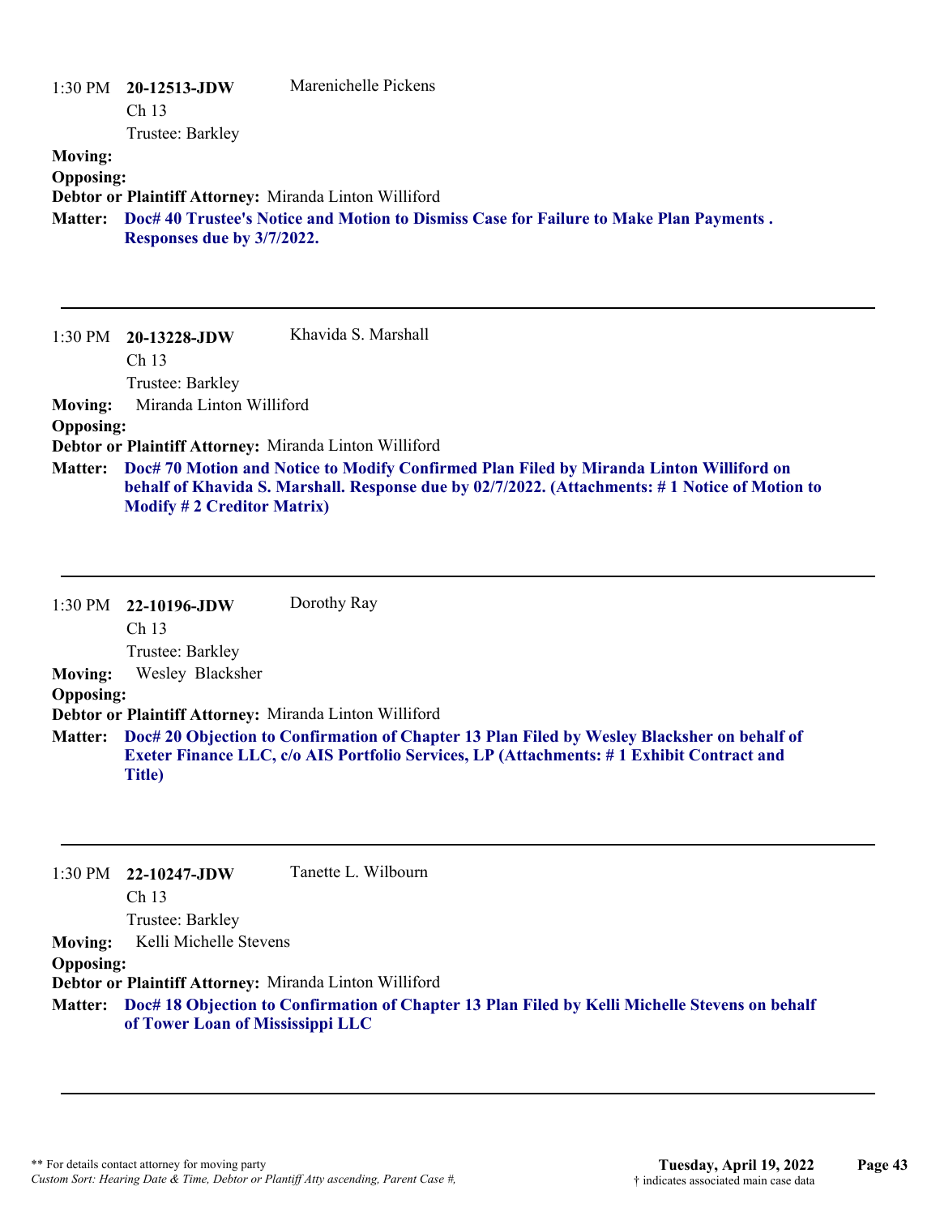1:30 PM **20-12513-JDW** Marenichelle Pickens
Ch 13
Trustee: Barkley

**Moving:**

**Opposing:**

**Debtor or Plaintiff Attorney:** Miranda Linton Williford

**Matter:** **Doc# 40 Trustee's Notice and Motion to Dismiss Case for Failure to Make Plan Payments . Responses due by 3/7/2022.**

---

1:30 PM **20-13228-JDW** Khavida S. Marshall
Ch 13
Trustee: Barkley

**Moving:** Miranda Linton Williford

**Opposing:**

**Debtor or Plaintiff Attorney:** Miranda Linton Williford

**Matter:** **Doc# 70 Motion and Notice to Modify Confirmed Plan Filed by Miranda Linton Williford on behalf of Khavida S. Marshall. Response due by 02/7/2022. (Attachments: # 1 Notice of Motion to Modify # 2 Creditor Matrix)**

---

1:30 PM **22-10196-JDW** Dorothy Ray
Ch 13
Trustee: Barkley

**Moving:** Wesley Blacksher

**Opposing:**

**Debtor or Plaintiff Attorney:** Miranda Linton Williford

**Matter:** **Doc# 20 Objection to Confirmation of Chapter 13 Plan Filed by Wesley Blacksher on behalf of Exeter Finance LLC, c/o AIS Portfolio Services, LP (Attachments: # 1 Exhibit Contract and Title)**

---

1:30 PM **22-10247-JDW** Tanette L. Wilbourn
Ch 13
Trustee: Barkley

**Moving:** Kelli Michelle Stevens

**Opposing:**

**Debtor or Plaintiff Attorney:** Miranda Linton Williford

**Matter:** **Doc# 18 Objection to Confirmation of Chapter 13 Plan Filed by Kelli Michelle Stevens on behalf of Tower Loan of Mississippi LLC**

---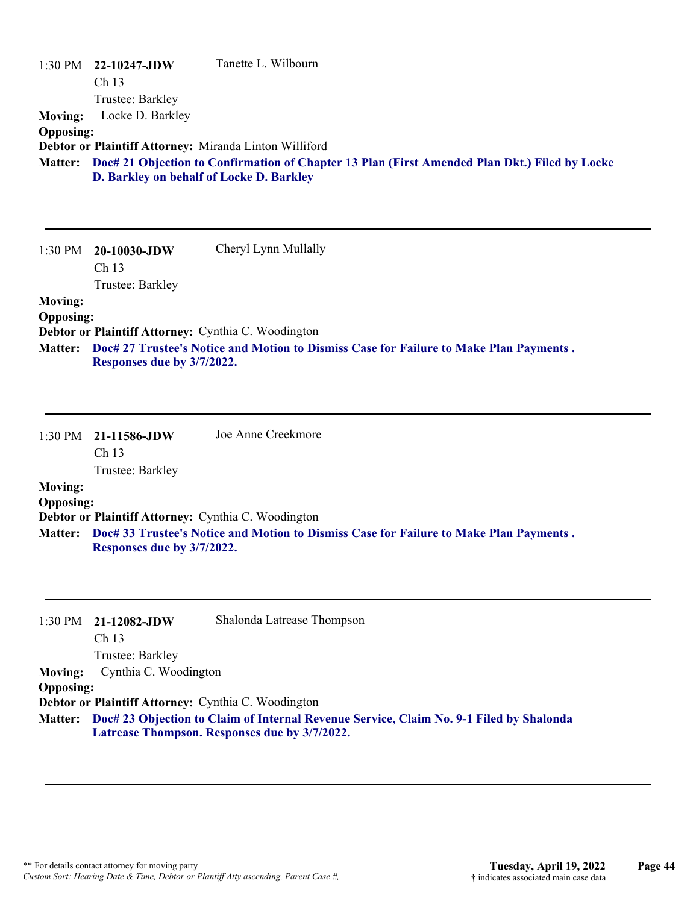1:30 PM **22-10247-JDW** Tanette L. Wilbourn
Ch 13
Trustee: Barkley

**Moving:** Locke D. Barkley
**Opposing:**
**Debtor or Plaintiff Attorney:** Miranda Linton Williford
**Matter:** **Doc# 21 Objection to Confirmation of Chapter 13 Plan (First Amended Plan Dkt.) Filed by Locke D. Barkley on behalf of Locke D. Barkley**

---

1:30 PM **20-10030-JDW** Cheryl Lynn Mullally
Ch 13
Trustee: Barkley

**Moving:**
**Opposing:**
**Debtor or Plaintiff Attorney:** Cynthia C. Woodington
**Matter:** **Doc# 27 Trustee's Notice and Motion to Dismiss Case for Failure to Make Plan Payments . Responses due by 3/7/2022.**

---

1:30 PM **21-11586-JDW** Joe Anne Creekmore
Ch 13
Trustee: Barkley

**Moving:**
**Opposing:**
**Debtor or Plaintiff Attorney:** Cynthia C. Woodington
**Matter:** **Doc# 33 Trustee's Notice and Motion to Dismiss Case for Failure to Make Plan Payments . Responses due by 3/7/2022.**

---

1:30 PM **21-12082-JDW** Shalonda Latrease Thompson
Ch 13
Trustee: Barkley

**Moving:** Cynthia C. Woodington
**Opposing:**
**Debtor or Plaintiff Attorney:** Cynthia C. Woodington
**Matter:** **Doc# 23 Objection to Claim of Internal Revenue Service, Claim No. 9-1 Filed by Shalonda Latrease Thompson. Responses due by 3/7/2022.**

---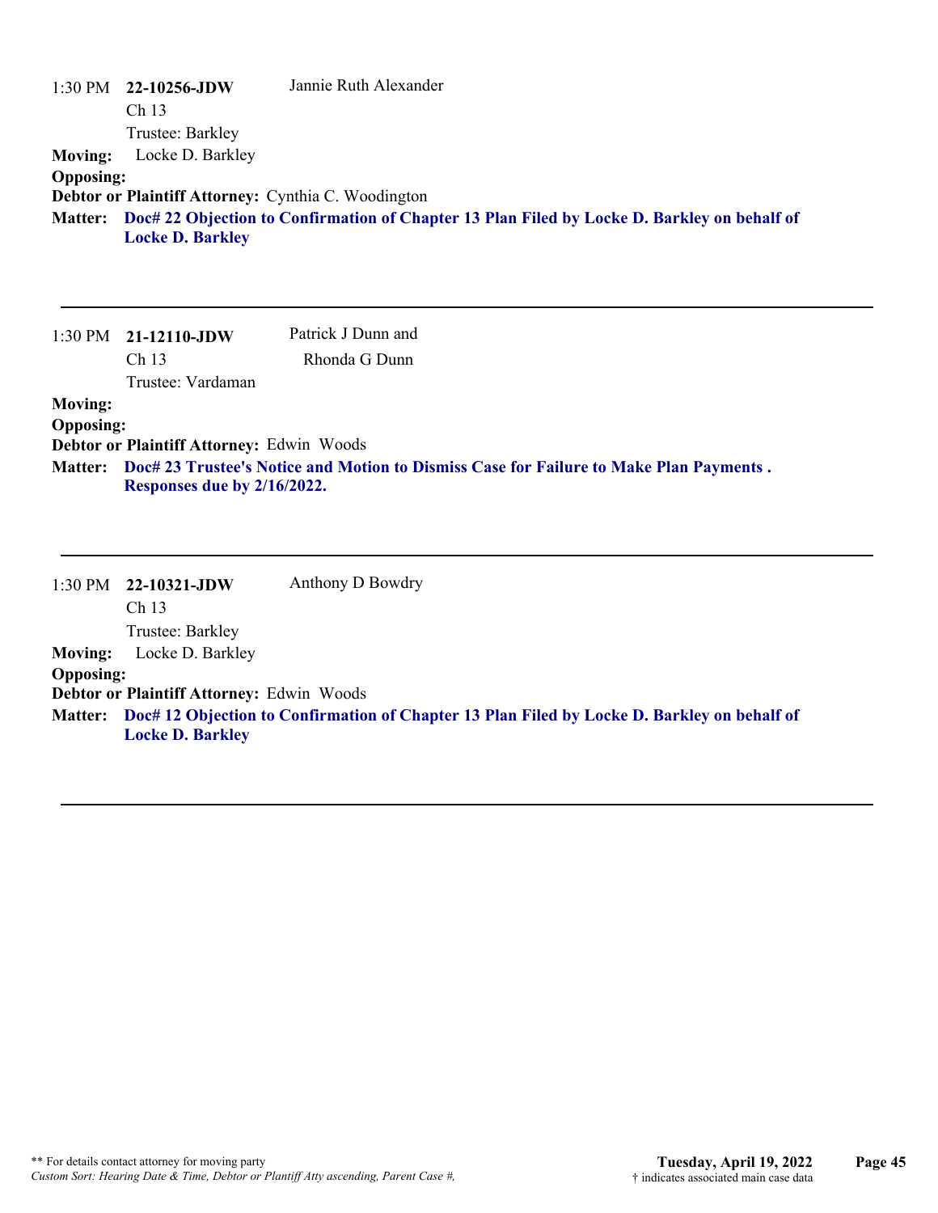1:30 PM **22-10256-JDW** Jannie Ruth Alexander
Ch 13
Trustee: Barkley

**Moving:** Locke D. Barkley
**Opposing:**
**Debtor or Plaintiff Attorney:** Cynthia C. Woodington
**Matter:** **Doc# 22 Objection to Confirmation of Chapter 13 Plan Filed by Locke D. Barkley on behalf of Locke D. Barkley**

---

1:30 PM **21-12110-JDW** Patrick J Dunn and Rhonda G Dunn
Ch 13
Trustee: Vardaman

**Moving:**
**Opposing:**
**Debtor or Plaintiff Attorney:** Edwin Woods
**Matter:** **Doc# 23 Trustee's Notice and Motion to Dismiss Case for Failure to Make Plan Payments . Responses due by 2/16/2022.**

---

1:30 PM **22-10321-JDW** Anthony D Bowdry
Ch 13
Trustee: Barkley

**Moving:** Locke D. Barkley
**Opposing:**
**Debtor or Plaintiff Attorney:** Edwin Woods
**Matter:** **Doc# 12 Objection to Confirmation of Chapter 13 Plan Filed by Locke D. Barkley on behalf of Locke D. Barkley**

---

** For details contact attorney for moving party
*Custom Sort: Hearing Date & Time, Debtor or Plantiff Atty ascending, Parent Case #,*

**Tuesday, April 19, 2022**
† indicates associated main case data